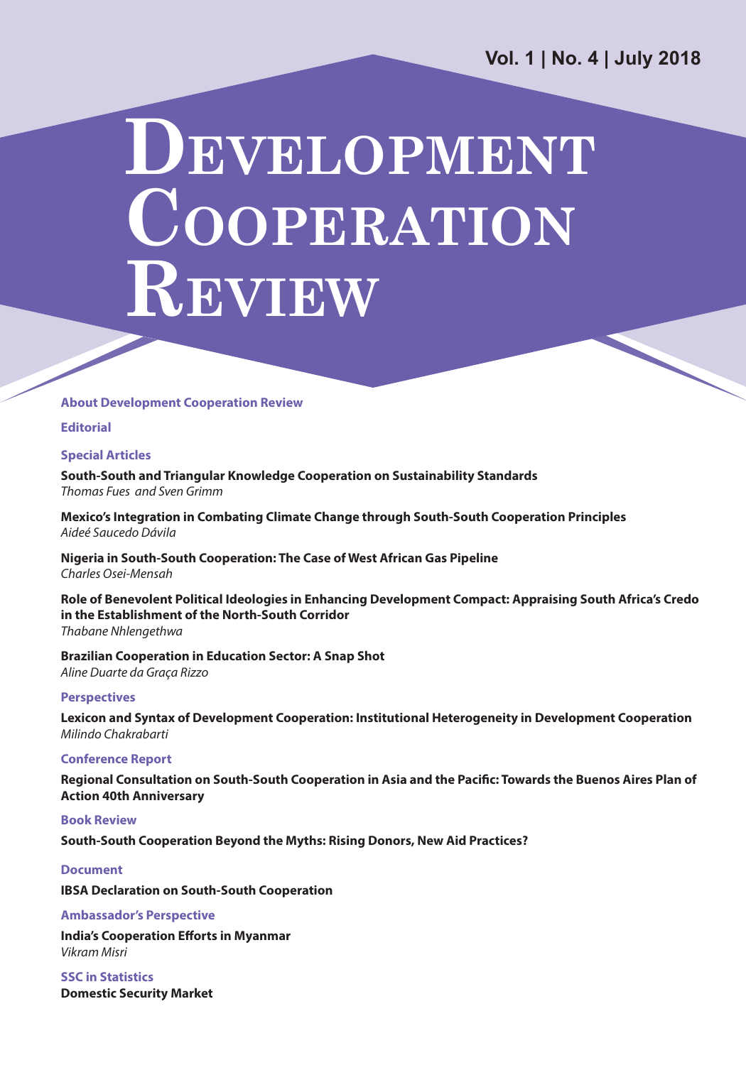Vol. 1 | No. 4 | July 2018

# Development Cooperation Review

**About Development Cooperation Review**

**Editorial**

## Special Articles

**South-South and Triangular Knowledge Cooperation on Sustainability Standards**
*Thomas Fues and Sven Grimm*

**Mexico's Integration in Combating Climate Change through South-South Cooperation Principles**
*Aideé Saucedo Dávila*

**Nigeria in South-South Cooperation: The Case of West African Gas Pipeline**
*Charles Osei-Mensah*

**Role of Benevolent Political Ideologies in Enhancing Development Compact: Appraising South Africa's Credo in the Establishment of the North-South Corridor**
*Thabane Nhlengethwa*

**Brazilian Cooperation in Education Sector: A Snap Shot**
*Aline Duarte da Graça Rizzo*

## Perspectives

**Lexicon and Syntax of Development Cooperation: Institutional Heterogeneity in Development Cooperation**
*Milindo Chakrabarti*

## Conference Report

**Regional Consultation on South-South Cooperation in Asia and the Pacific: Towards the Buenos Aires Plan of Action 40th Anniversary**

## Book Review

**South-South Cooperation Beyond the Myths: Rising Donors, New Aid Practices?**

## Document

**IBSA Declaration on South-South Cooperation**

## Ambassador's Perspective

**India's Cooperation Efforts in Myanmar**
*Vikram Misri*

## SSC in Statistics

**Domestic Security Market**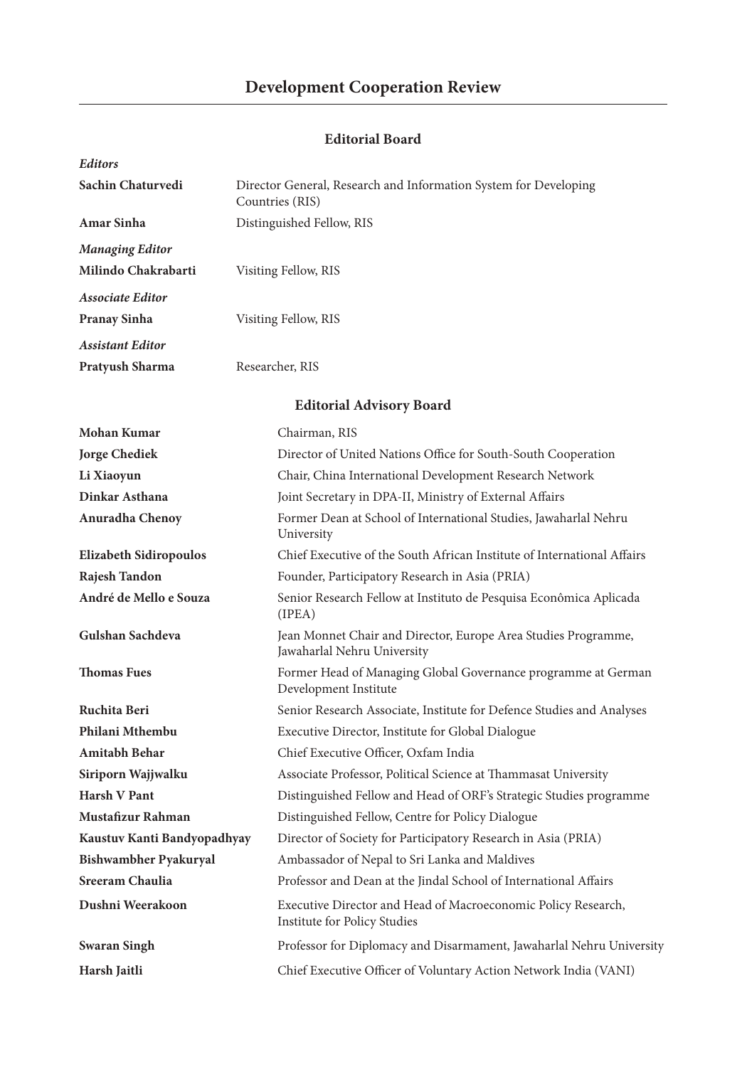# Development Cooperation Review

## Editorial Board

| | |
|---|---|
| ***Editors*** | |
| **Sachin Chaturvedi** | Director General, Research and Information System for Developing Countries (RIS) |
| **Amar Sinha** | Distinguished Fellow, RIS |
| ***Managing Editor*** | |
| **Milindo Chakrabarti** | Visiting Fellow, RIS |
| ***Associate Editor*** | |
| **Pranay Sinha** | Visiting Fellow, RIS |
| ***Assistant Editor*** | |
| **Pratyush Sharma** | Researcher, RIS |

## Editorial Advisory Board

| | |
|---|---|
| **Mohan Kumar** | Chairman, RIS |
| **Jorge Chediek** | Director of United Nations Office for South-South Cooperation |
| **Li Xiaoyun** | Chair, China International Development Research Network |
| **Dinkar Asthana** | Joint Secretary in DPA-II, Ministry of External Affairs |
| **Anuradha Chenoy** | Former Dean at School of International Studies, Jawaharlal Nehru University |
| **Elizabeth Sidiropoulos** | Chief Executive of the South African Institute of International Affairs |
| **Rajesh Tandon** | Founder, Participatory Research in Asia (PRIA) |
| **André de Mello e Souza** | Senior Research Fellow at Instituto de Pesquisa Econômica Aplicada (IPEA) |
| **Gulshan Sachdeva** | Jean Monnet Chair and Director, Europe Area Studies Programme, Jawaharlal Nehru University |
| **Thomas Fues** | Former Head of Managing Global Governance programme at German Development Institute |
| **Ruchita Beri** | Senior Research Associate, Institute for Defence Studies and Analyses |
| **Philani Mthembu** | Executive Director, Institute for Global Dialogue |
| **Amitabh Behar** | Chief Executive Officer, Oxfam India |
| **Siriporn Wajjwalku** | Associate Professor, Political Science at Thammasat University |
| **Harsh V Pant** | Distinguished Fellow and Head of ORF's Strategic Studies programme |
| **Mustafizur Rahman** | Distinguished Fellow, Centre for Policy Dialogue |
| **Kaustuv Kanti Bandyopadhyay** | Director of Society for Participatory Research in Asia (PRIA) |
| **Bishwambher Pyakuryal** | Ambassador of Nepal to Sri Lanka and Maldives |
| **Sreeram Chaulia** | Professor and Dean at the Jindal School of International Affairs |
| **Dushni Weerakoon** | Executive Director and Head of Macroeconomic Policy Research, Institute for Policy Studies |
| **Swaran Singh** | Professor for Diplomacy and Disarmament, Jawaharlal Nehru University |
| **Harsh Jaitli** | Chief Executive Officer of Voluntary Action Network India (VANI) |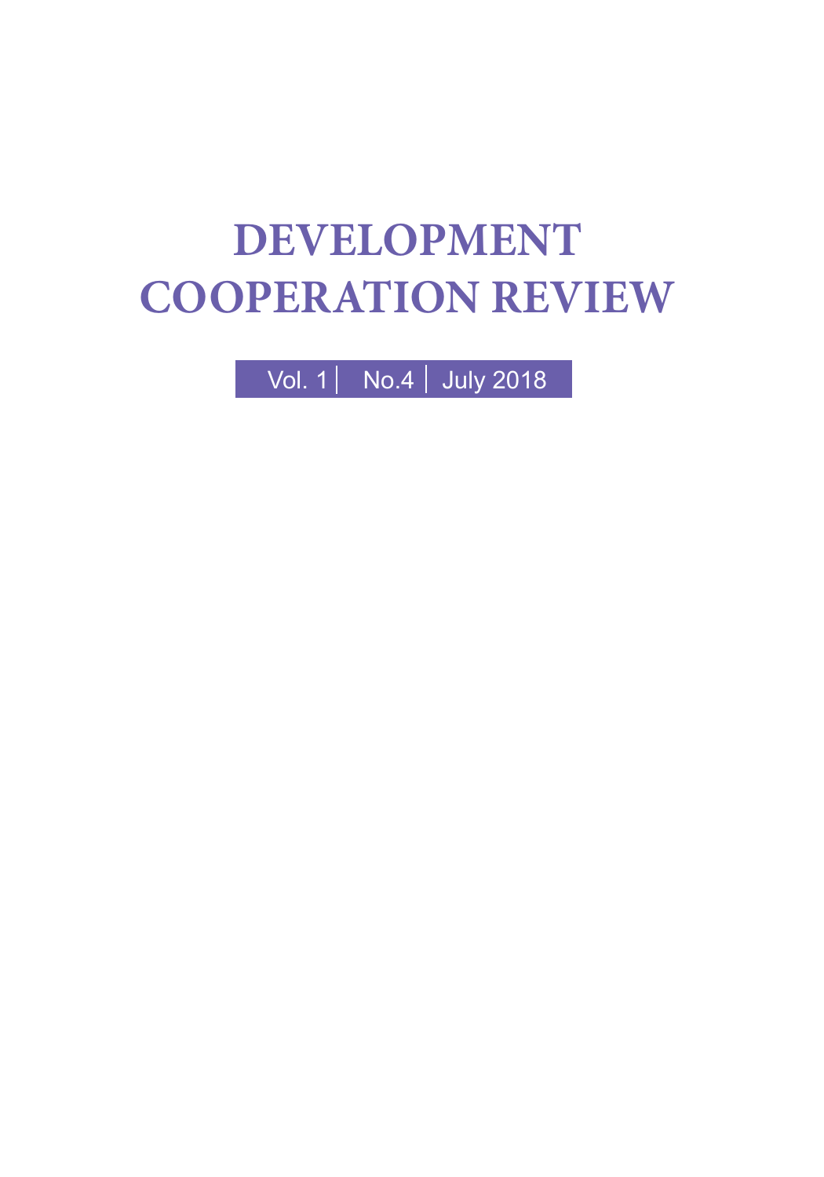# DEVELOPMENT COOPERATION REVIEW

Vol. 1 | No.4 | July 2018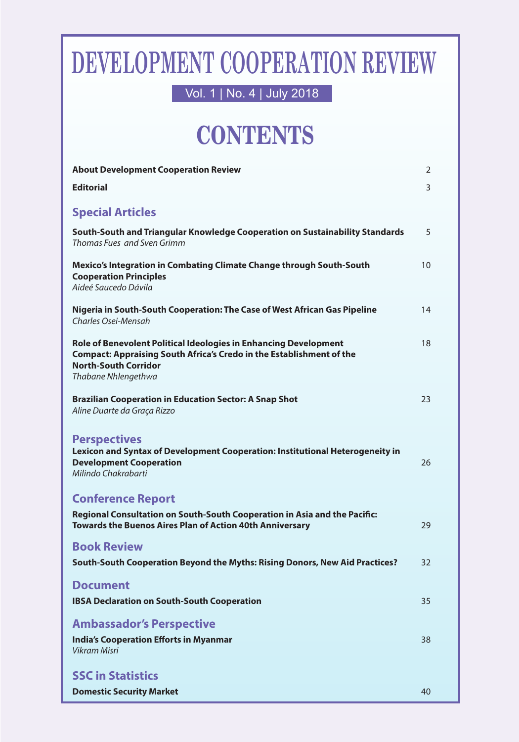# DEVELOPMENT COOPERATION REVIEW

Vol. 1 | No. 4 | July 2018

## CONTENTS

| | |
|---|---|
| **About Development Cooperation Review** | 2 |
| **Editorial** | 3 |

### Special Articles

| | |
|---|---|
| **South-South and Triangular Knowledge Cooperation on Sustainability Standards** *Thomas Fues and Sven Grimm* | 5 |
| **Mexico's Integration in Combating Climate Change through South-South Cooperation Principles** *Aideé Saucedo Dávila* | 10 |
| **Nigeria in South-South Cooperation: The Case of West African Gas Pipeline** *Charles Osei-Mensah* | 14 |
| **Role of Benevolent Political Ideologies in Enhancing Development Compact: Appraising South Africa's Credo in the Establishment of the North-South Corridor** *Thabane Nhlengethwa* | 18 |
| **Brazilian Cooperation in Education Sector: A Snap Shot** *Aline Duarte da Graça Rizzo* | 23 |

### Perspectives

| | |
|---|---|
| **Lexicon and Syntax of Development Cooperation: Institutional Heterogeneity in Development Cooperation** *Milindo Chakrabarti* | 26 |

### Conference Report

| | |
|---|---|
| **Regional Consultation on South-South Cooperation in Asia and the Pacific: Towards the Buenos Aires Plan of Action 40th Anniversary** | 29 |

### Book Review

| | |
|---|---|
| **South-South Cooperation Beyond the Myths: Rising Donors, New Aid Practices?** | 32 |

### Document

| | |
|---|---|
| **IBSA Declaration on South-South Cooperation** | 35 |

### Ambassador's Perspective

| | |
|---|---|
| **India's Cooperation Efforts in Myanmar** *Vikram Misri* | 38 |

### SSC in Statistics

| | |
|---|---|
| **Domestic Security Market** | 40 |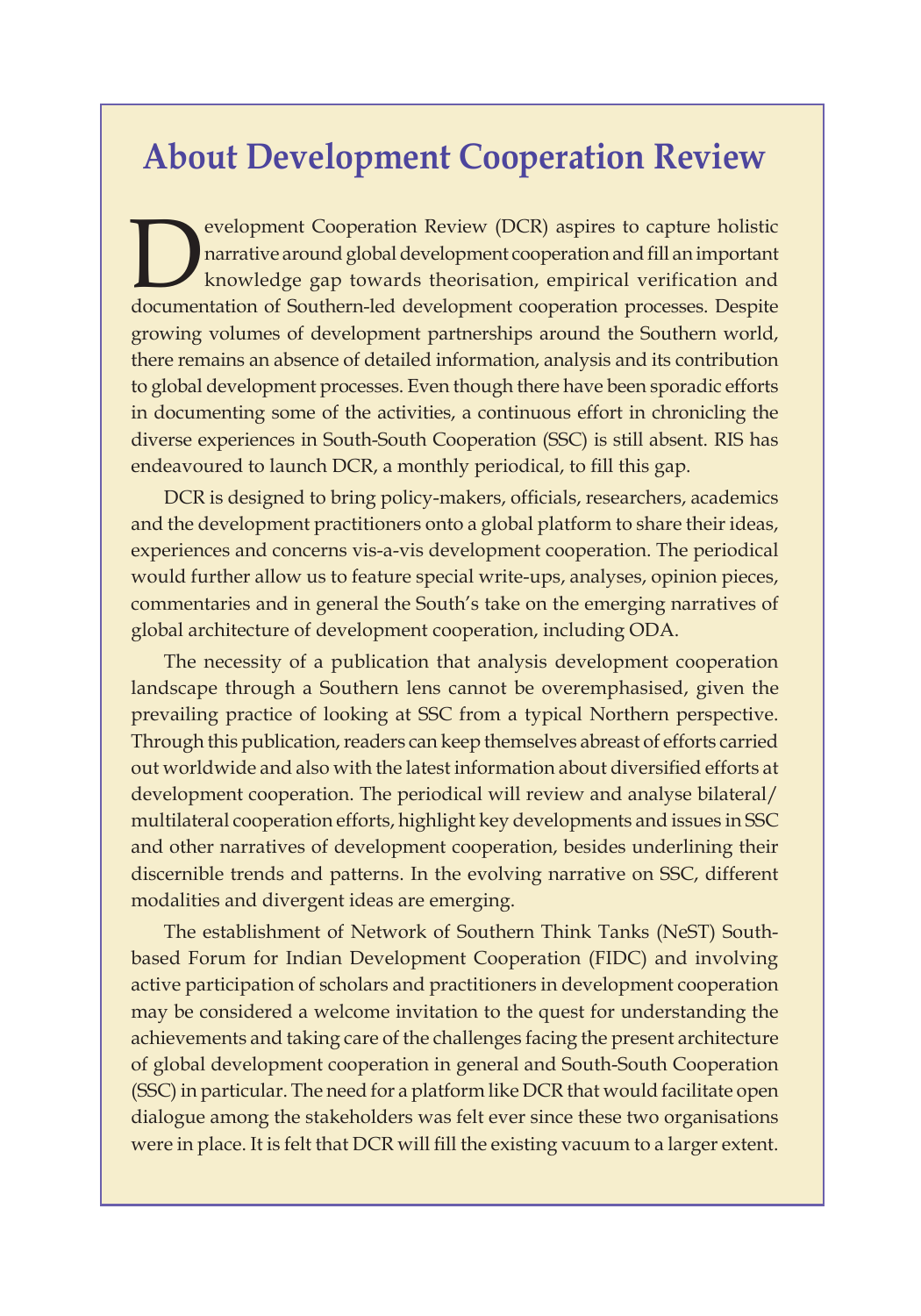# About Development Cooperation Review

Development Cooperation Review (DCR) aspires to capture holistic narrative around global development cooperation and fill an important knowledge gap towards theorisation, empirical verification and documentation of Southern-led development cooperation processes. Despite growing volumes of development partnerships around the Southern world, there remains an absence of detailed information, analysis and its contribution to global development processes. Even though there have been sporadic efforts in documenting some of the activities, a continuous effort in chronicling the diverse experiences in South-South Cooperation (SSC) is still absent. RIS has endeavoured to launch DCR, a monthly periodical, to fill this gap.

DCR is designed to bring policy-makers, officials, researchers, academics and the development practitioners onto a global platform to share their ideas, experiences and concerns vis-a-vis development cooperation. The periodical would further allow us to feature special write-ups, analyses, opinion pieces, commentaries and in general the South's take on the emerging narratives of global architecture of development cooperation, including ODA.

The necessity of a publication that analysis development cooperation landscape through a Southern lens cannot be overemphasised, given the prevailing practice of looking at SSC from a typical Northern perspective. Through this publication, readers can keep themselves abreast of efforts carried out worldwide and also with the latest information about diversified efforts at development cooperation. The periodical will review and analyse bilateral/ multilateral cooperation efforts, highlight key developments and issues in SSC and other narratives of development cooperation, besides underlining their discernible trends and patterns. In the evolving narrative on SSC, different modalities and divergent ideas are emerging.

The establishment of Network of Southern Think Tanks (NeST) South-based Forum for Indian Development Cooperation (FIDC) and involving active participation of scholars and practitioners in development cooperation may be considered a welcome invitation to the quest for understanding the achievements and taking care of the challenges facing the present architecture of global development cooperation in general and South-South Cooperation (SSC) in particular. The need for a platform like DCR that would facilitate open dialogue among the stakeholders was felt ever since these two organisations were in place. It is felt that DCR will fill the existing vacuum to a larger extent.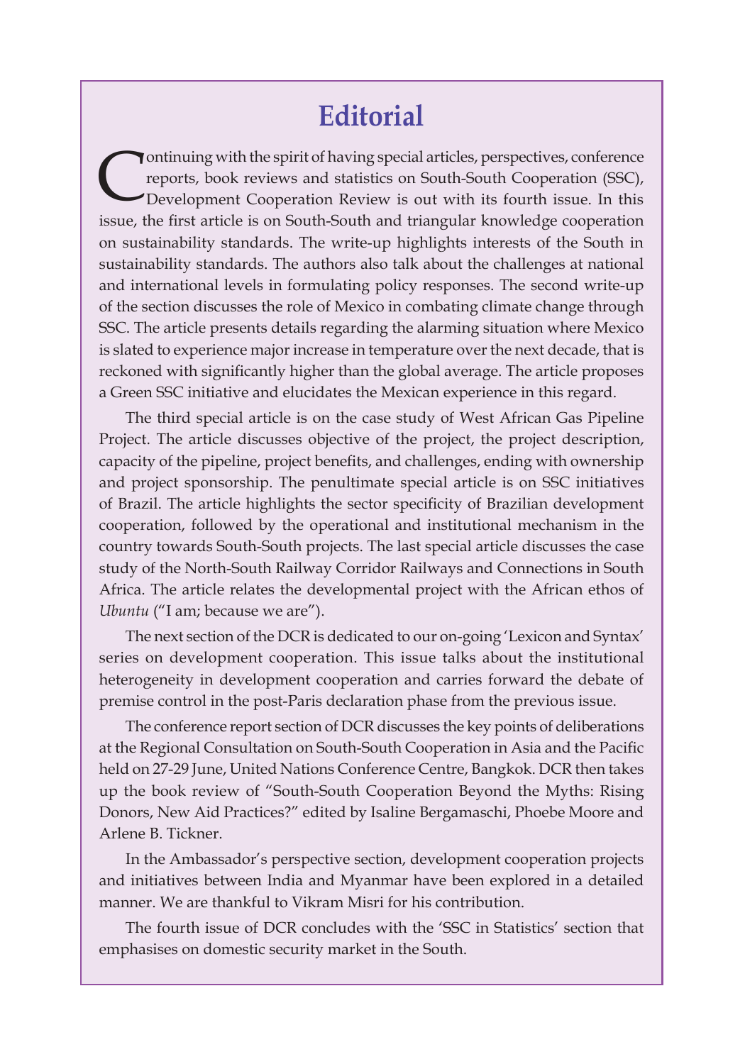# Editorial

Continuing with the spirit of having special articles, perspectives, conference reports, book reviews and statistics on South-South Cooperation (SSC), Development Cooperation Review is out with its fourth issue. In this issue, the first article is on South-South and triangular knowledge cooperation on sustainability standards. The write-up highlights interests of the South in sustainability standards. The authors also talk about the challenges at national and international levels in formulating policy responses. The second write-up of the section discusses the role of Mexico in combating climate change through SSC. The article presents details regarding the alarming situation where Mexico is slated to experience major increase in temperature over the next decade, that is reckoned with significantly higher than the global average. The article proposes a Green SSC initiative and elucidates the Mexican experience in this regard.

The third special article is on the case study of West African Gas Pipeline Project. The article discusses objective of the project, the project description, capacity of the pipeline, project benefits, and challenges, ending with ownership and project sponsorship. The penultimate special article is on SSC initiatives of Brazil. The article highlights the sector specificity of Brazilian development cooperation, followed by the operational and institutional mechanism in the country towards South-South projects. The last special article discusses the case study of the North-South Railway Corridor Railways and Connections in South Africa. The article relates the developmental project with the African ethos of *Ubuntu* ("I am; because we are").

The next section of the DCR is dedicated to our on-going 'Lexicon and Syntax' series on development cooperation. This issue talks about the institutional heterogeneity in development cooperation and carries forward the debate of premise control in the post-Paris declaration phase from the previous issue.

The conference report section of DCR discusses the key points of deliberations at the Regional Consultation on South-South Cooperation in Asia and the Pacific held on 27-29 June, United Nations Conference Centre, Bangkok. DCR then takes up the book review of "South-South Cooperation Beyond the Myths: Rising Donors, New Aid Practices?" edited by Isaline Bergamaschi, Phoebe Moore and Arlene B. Tickner.

In the Ambassador's perspective section, development cooperation projects and initiatives between India and Myanmar have been explored in a detailed manner. We are thankful to Vikram Misri for his contribution.

The fourth issue of DCR concludes with the 'SSC in Statistics' section that emphasises on domestic security market in the South.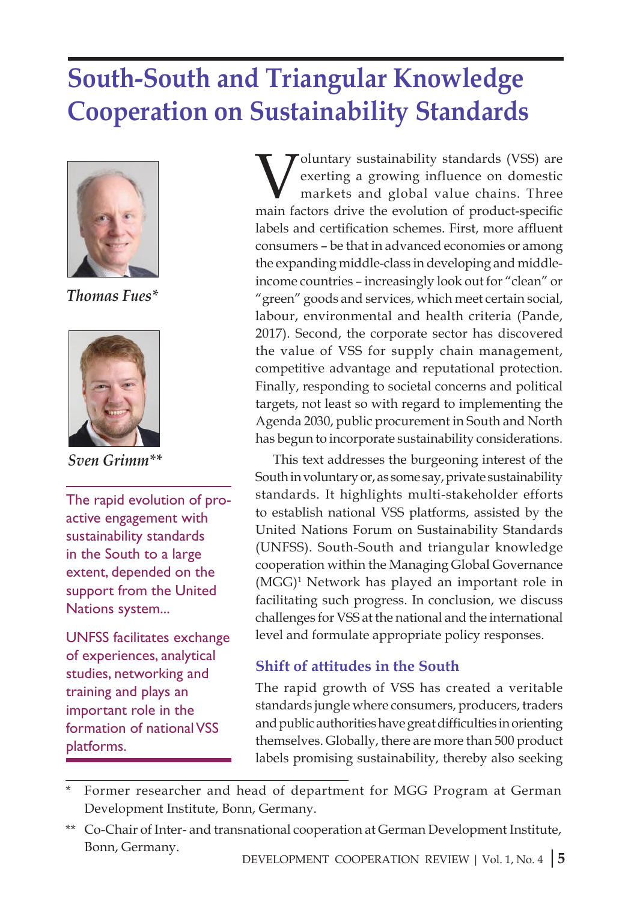# South-South and Triangular Knowledge Cooperation on Sustainability Standards

*Thomas Fues**

*Sven Grimm***

The rapid evolution of pro-active engagement with sustainability standards in the South to a large extent, depended on the support from the United Nations system...

UNFSS facilitates exchange of experiences, analytical studies, networking and training and plays an important role in the formation of national VSS platforms.

Voluntary sustainability standards (VSS) are exerting a growing influence on domestic markets and global value chains. Three main factors drive the evolution of product-specific labels and certification schemes. First, more affluent consumers – be that in advanced economies or among the expanding middle-class in developing and middle-income countries – increasingly look out for "clean" or "green" goods and services, which meet certain social, labour, environmental and health criteria (Pande, 2017). Second, the corporate sector has discovered the value of VSS for supply chain management, competitive advantage and reputational protection. Finally, responding to societal concerns and political targets, not least so with regard to implementing the Agenda 2030, public procurement in South and North has begun to incorporate sustainability considerations.

This text addresses the burgeoning interest of the South in voluntary or, as some say, private sustainability standards. It highlights multi-stakeholder efforts to establish national VSS platforms, assisted by the United Nations Forum on Sustainability Standards (UNFSS). South-South and triangular knowledge cooperation within the Managing Global Governance (MGG)[1] Network has played an important role in facilitating such progress. In conclusion, we discuss challenges for VSS at the national and the international level and formulate appropriate policy responses.

## Shift of attitudes in the South

The rapid growth of VSS has created a veritable standards jungle where consumers, producers, traders and public authorities have great difficulties in orienting themselves. Globally, there are more than 500 product labels promising sustainability, thereby also seeking

\* Former researcher and head of department for MGG Program at German Development Institute, Bonn, Germany.

\** Co-Chair of Inter- and transnational cooperation at German Development Institute, Bonn, Germany.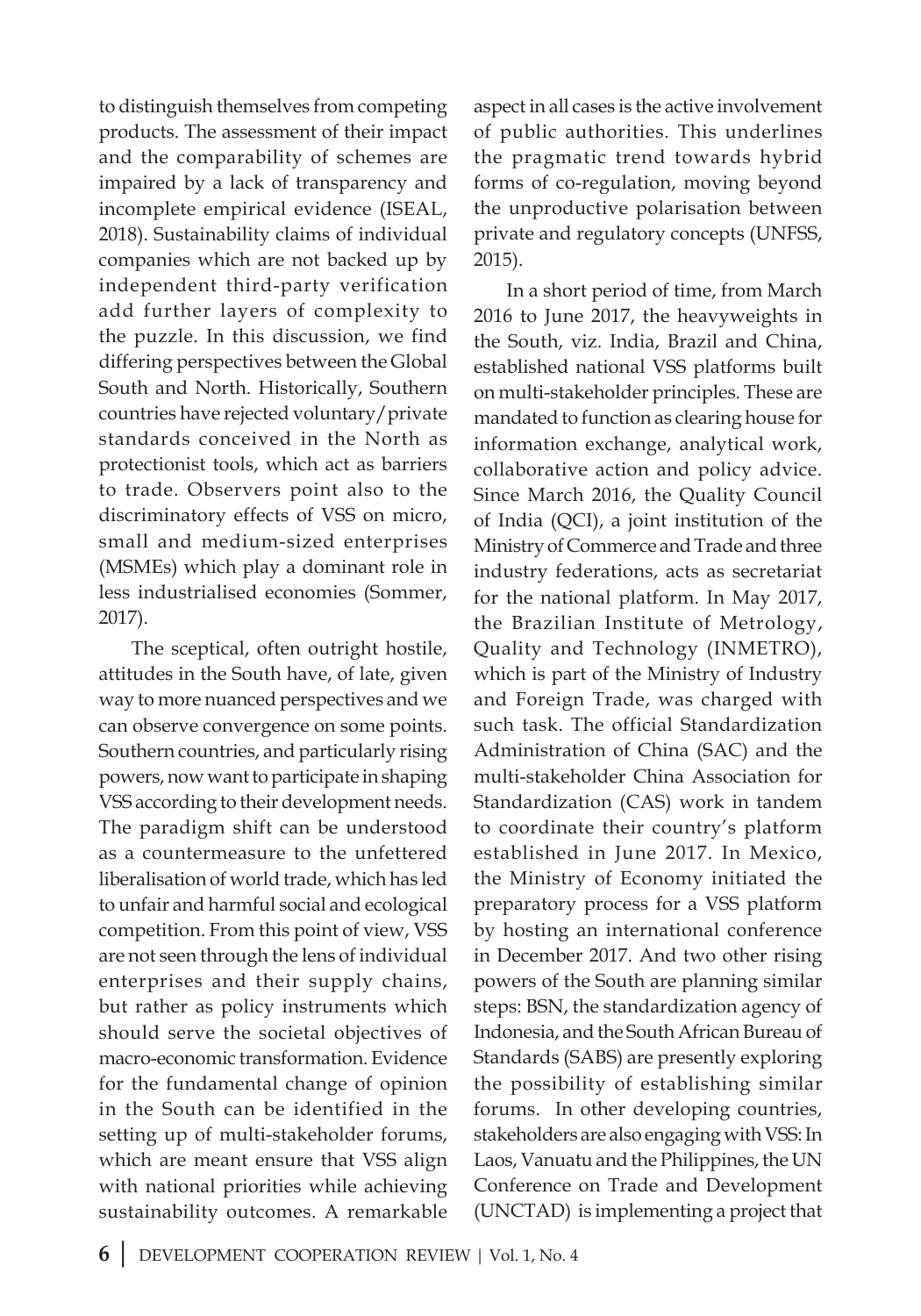to distinguish themselves from competing products. The assessment of their impact and the comparability of schemes are impaired by a lack of transparency and incomplete empirical evidence (ISEAL, 2018). Sustainability claims of individual companies which are not backed up by independent third-party verification add further layers of complexity to the puzzle. In this discussion, we find differing perspectives between the Global South and North. Historically, Southern countries have rejected voluntary/private standards conceived in the North as protectionist tools, which act as barriers to trade. Observers point also to the discriminatory effects of VSS on micro, small and medium-sized enterprises (MSMEs) which play a dominant role in less industrialised economies (Sommer, 2017).

The sceptical, often outright hostile, attitudes in the South have, of late, given way to more nuanced perspectives and we can observe convergence on some points. Southern countries, and particularly rising powers, now want to participate in shaping VSS according to their development needs. The paradigm shift can be understood as a countermeasure to the unfettered liberalisation of world trade, which has led to unfair and harmful social and ecological competition. From this point of view, VSS are not seen through the lens of individual enterprises and their supply chains, but rather as policy instruments which should serve the societal objectives of macro-economic transformation. Evidence for the fundamental change of opinion in the South can be identified in the setting up of multi-stakeholder forums, which are meant ensure that VSS align with national priorities while achieving sustainability outcomes. A remarkable aspect in all cases is the active involvement of public authorities. This underlines the pragmatic trend towards hybrid forms of co-regulation, moving beyond the unproductive polarisation between private and regulatory concepts (UNFSS, 2015).

In a short period of time, from March 2016 to June 2017, the heavyweights in the South, viz. India, Brazil and China, established national VSS platforms built on multi-stakeholder principles. These are mandated to function as clearing house for information exchange, analytical work, collaborative action and policy advice. Since March 2016, the Quality Council of India (QCI), a joint institution of the Ministry of Commerce and Trade and three industry federations, acts as secretariat for the national platform. In May 2017, the Brazilian Institute of Metrology, Quality and Technology (INMETRO), which is part of the Ministry of Industry and Foreign Trade, was charged with such task. The official Standardization Administration of China (SAC) and the multi-stakeholder China Association for Standardization (CAS) work in tandem to coordinate their country's platform established in June 2017. In Mexico, the Ministry of Economy initiated the preparatory process for a VSS platform by hosting an international conference in December 2017. And two other rising powers of the South are planning similar steps: BSN, the standardization agency of Indonesia, and the South African Bureau of Standards (SABS) are presently exploring the possibility of establishing similar forums. In other developing countries, stakeholders are also engaging with VSS: In Laos, Vanuatu and the Philippines, the UN Conference on Trade and Development (UNCTAD) is implementing a project that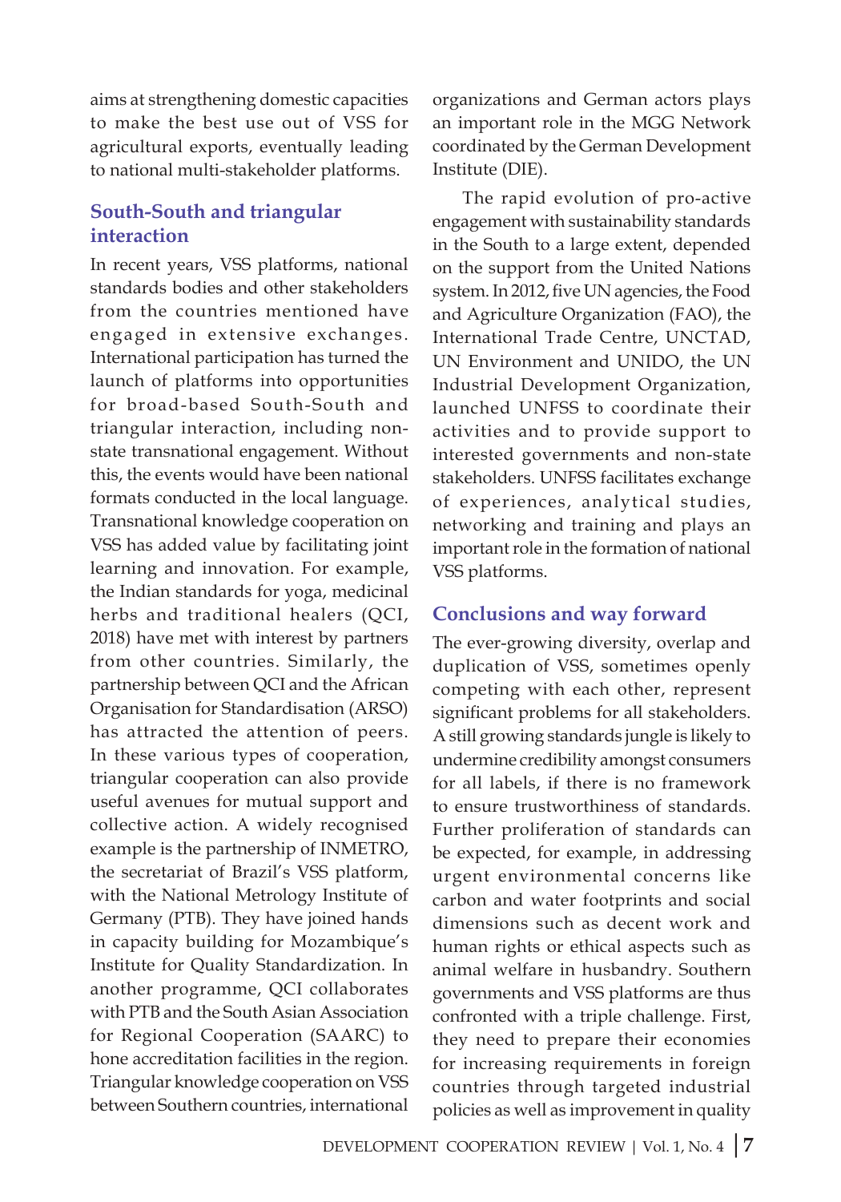aims at strengthening domestic capacities to make the best use out of VSS for agricultural exports, eventually leading to national multi-stakeholder platforms.

## South-South and triangular interaction

In recent years, VSS platforms, national standards bodies and other stakeholders from the countries mentioned have engaged in extensive exchanges. International participation has turned the launch of platforms into opportunities for broad-based South-South and triangular interaction, including non-state transnational engagement. Without this, the events would have been national formats conducted in the local language. Transnational knowledge cooperation on VSS has added value by facilitating joint learning and innovation. For example, the Indian standards for yoga, medicinal herbs and traditional healers (QCI, 2018) have met with interest by partners from other countries. Similarly, the partnership between QCI and the African Organisation for Standardisation (ARSO) has attracted the attention of peers. In these various types of cooperation, triangular cooperation can also provide useful avenues for mutual support and collective action. A widely recognised example is the partnership of INMETRO, the secretariat of Brazil's VSS platform, with the National Metrology Institute of Germany (PTB). They have joined hands in capacity building for Mozambique's Institute for Quality Standardization. In another programme, QCI collaborates with PTB and the South Asian Association for Regional Cooperation (SAARC) to hone accreditation facilities in the region. Triangular knowledge cooperation on VSS between Southern countries, international organizations and German actors plays an important role in the MGG Network coordinated by the German Development Institute (DIE).

The rapid evolution of pro-active engagement with sustainability standards in the South to a large extent, depended on the support from the United Nations system. In 2012, five UN agencies, the Food and Agriculture Organization (FAO), the International Trade Centre, UNCTAD, UN Environment and UNIDO, the UN Industrial Development Organization, launched UNFSS to coordinate their activities and to provide support to interested governments and non-state stakeholders. UNFSS facilitates exchange of experiences, analytical studies, networking and training and plays an important role in the formation of national VSS platforms.

## Conclusions and way forward

The ever-growing diversity, overlap and duplication of VSS, sometimes openly competing with each other, represent significant problems for all stakeholders. A still growing standards jungle is likely to undermine credibility amongst consumers for all labels, if there is no framework to ensure trustworthiness of standards. Further proliferation of standards can be expected, for example, in addressing urgent environmental concerns like carbon and water footprints and social dimensions such as decent work and human rights or ethical aspects such as animal welfare in husbandry. Southern governments and VSS platforms are thus confronted with a triple challenge. First, they need to prepare their economies for increasing requirements in foreign countries through targeted industrial policies as well as improvement in quality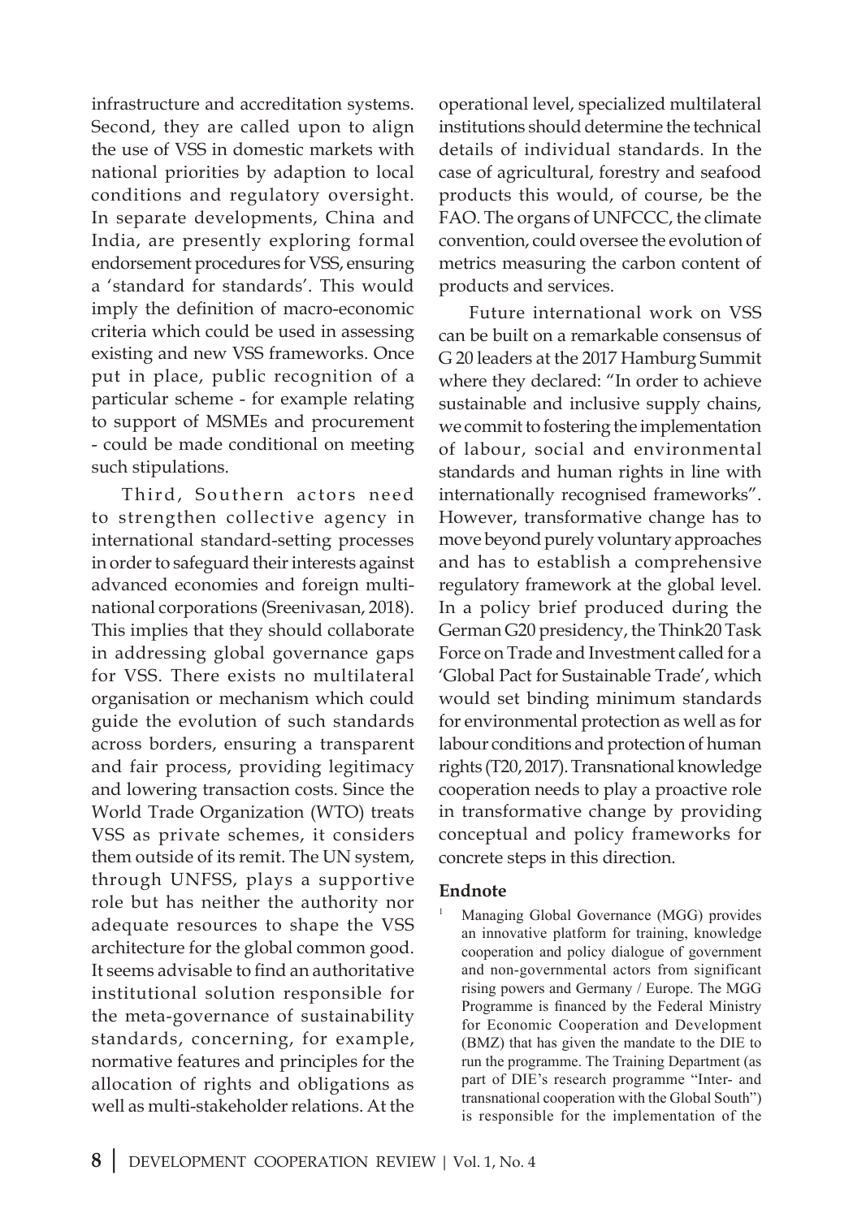infrastructure and accreditation systems. Second, they are called upon to align the use of VSS in domestic markets with national priorities by adaption to local conditions and regulatory oversight. In separate developments, China and India, are presently exploring formal endorsement procedures for VSS, ensuring a 'standard for standards'. This would imply the definition of macro-economic criteria which could be used in assessing existing and new VSS frameworks. Once put in place, public recognition of a particular scheme - for example relating to support of MSMEs and procurement - could be made conditional on meeting such stipulations.

Third, Southern actors need to strengthen collective agency in international standard-setting processes in order to safeguard their interests against advanced economies and foreign multi-national corporations (Sreenivasan, 2018). This implies that they should collaborate in addressing global governance gaps for VSS. There exists no multilateral organisation or mechanism which could guide the evolution of such standards across borders, ensuring a transparent and fair process, providing legitimacy and lowering transaction costs. Since the World Trade Organization (WTO) treats VSS as private schemes, it considers them outside of its remit. The UN system, through UNFSS, plays a supportive role but has neither the authority nor adequate resources to shape the VSS architecture for the global common good. It seems advisable to find an authoritative institutional solution responsible for the meta-governance of sustainability standards, concerning, for example, normative features and principles for the allocation of rights and obligations as well as multi-stakeholder relations. At the operational level, specialized multilateral institutions should determine the technical details of individual standards. In the case of agricultural, forestry and seafood products this would, of course, be the FAO. The organs of UNFCCC, the climate convention, could oversee the evolution of metrics measuring the carbon content of products and services.

Future international work on VSS can be built on a remarkable consensus of G 20 leaders at the 2017 Hamburg Summit where they declared: "In order to achieve sustainable and inclusive supply chains, we commit to fostering the implementation of labour, social and environmental standards and human rights in line with internationally recognised frameworks". However, transformative change has to move beyond purely voluntary approaches and has to establish a comprehensive regulatory framework at the global level. In a policy brief produced during the German G20 presidency, the Think20 Task Force on Trade and Investment called for a 'Global Pact for Sustainable Trade', which would set binding minimum standards for environmental protection as well as for labour conditions and protection of human rights (T20, 2017). Transnational knowledge cooperation needs to play a proactive role in transformative change by providing conceptual and policy frameworks for concrete steps in this direction.

### Endnote

[1] Managing Global Governance (MGG) provides an innovative platform for training, knowledge cooperation and policy dialogue of government and non-governmental actors from significant rising powers and Germany / Europe. The MGG Programme is financed by the Federal Ministry for Economic Cooperation and Development (BMZ) that has given the mandate to the DIE to run the programme. The Training Department (as part of DIE's research programme "Inter- and transnational cooperation with the Global South") is responsible for the implementation of the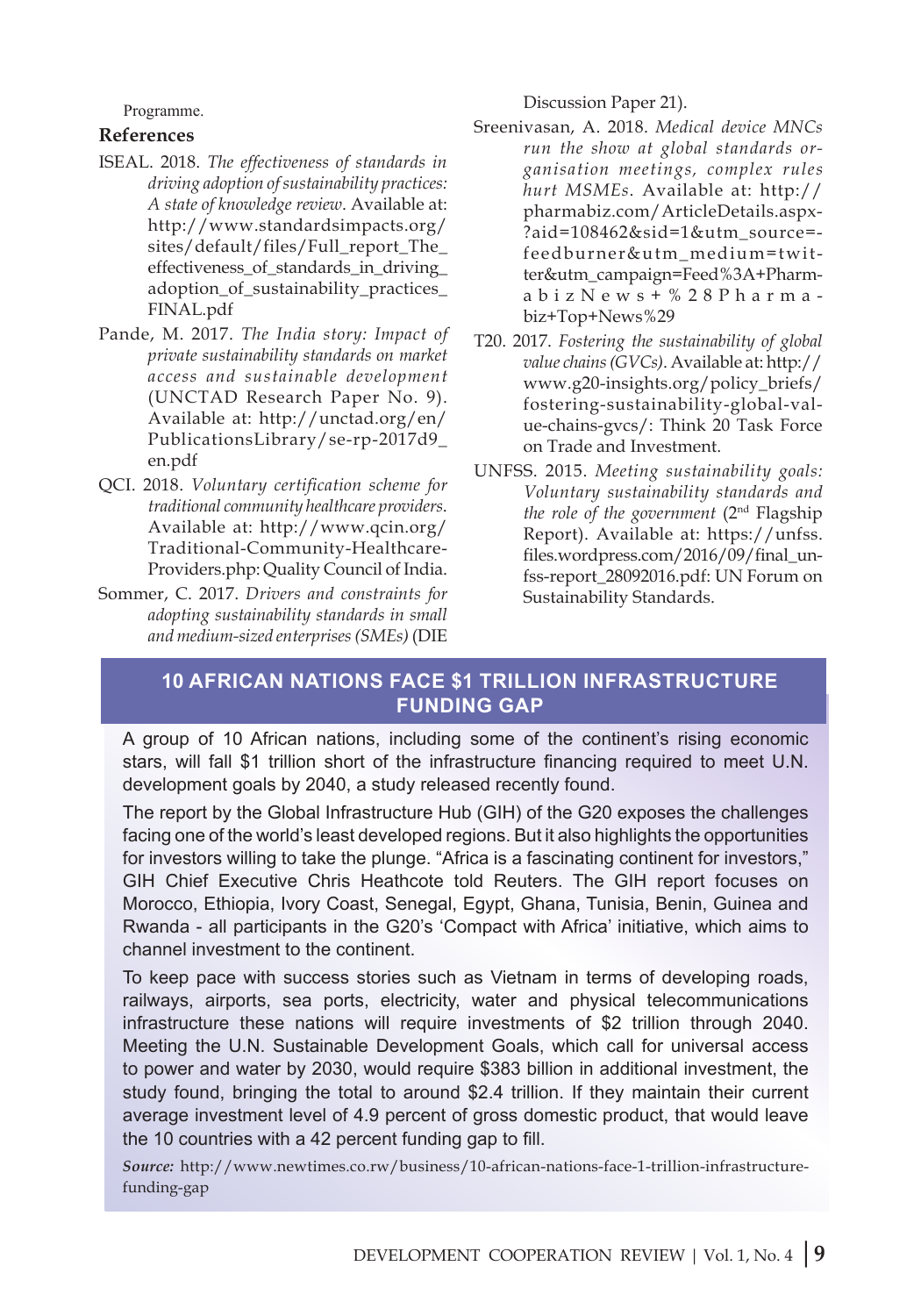Programme.

## References

ISEAL. 2018. *The effectiveness of standards in driving adoption of sustainability practices: A state of knowledge review*. Available at: http://www.standardsimpacts.org/sites/default/files/Full_report_The_effectiveness_of_standards_in_driving_adoption_of_sustainability_practices_FINAL.pdf

Pande, M. 2017. *The India story: Impact of private sustainability standards on market access and sustainable development* (UNCTAD Research Paper No. 9). Available at: http://unctad.org/en/PublicationsLibrary/se-rp-2017d9_en.pdf

QCI. 2018. *Voluntary certification scheme for traditional community healthcare providers*. Available at: http://www.qcin.org/Traditional-Community-Healthcare-Providers.php: Quality Council of India.

Sommer, C. 2017. *Drivers and constraints for adopting sustainability standards in small and medium-sized enterprises (SMEs)* (DIE Discussion Paper 21).

Sreenivasan, A. 2018. *Medical device MNCs run the show at global standards organisation meetings, complex rules hurt MSMEs*. Available at: http://pharmabiz.com/ArticleDetails.aspx?aid=108462&sid=1&utm_source=feedburner&utm_medium=twitter&utm_campaign=Feed%3A+PharmabizNews+%28Pharmabiz+Top+News%29

T20. 2017. *Fostering the sustainability of global value chains (GVCs)*. Available at: http://www.g20-insights.org/policy_briefs/fostering-sustainability-global-value-chains-gvcs/: Think 20 Task Force on Trade and Investment.

UNFSS. 2015. *Meeting sustainability goals: Voluntary sustainability standards and the role of the government* (2nd Flagship Report). Available at: https://unfss.files.wordpress.com/2016/09/final_unfss-report_28092016.pdf: UN Forum on Sustainability Standards.

## 10 AFRICAN NATIONS FACE $1 TRILLION INFRASTRUCTURE FUNDING GAP

A group of 10 African nations, including some of the continent's rising economic stars, will fall $1 trillion short of the infrastructure financing required to meet U.N. development goals by 2040, a study released recently found.

The report by the Global Infrastructure Hub (GIH) of the G20 exposes the challenges facing one of the world's least developed regions. But it also highlights the opportunities for investors willing to take the plunge. "Africa is a fascinating continent for investors," GIH Chief Executive Chris Heathcote told Reuters. The GIH report focuses on Morocco, Ethiopia, Ivory Coast, Senegal, Egypt, Ghana, Tunisia, Benin, Guinea and Rwanda - all participants in the G20's 'Compact with Africa' initiative, which aims to channel investment to the continent.

To keep pace with success stories such as Vietnam in terms of developing roads, railways, airports, sea ports, electricity, water and physical telecommunications infrastructure these nations will require investments of $2 trillion through 2040. Meeting the U.N. Sustainable Development Goals, which call for universal access to power and water by 2030, would require $383 billion in additional investment, the study found, bringing the total to around $2.4 trillion. If they maintain their current average investment level of 4.9 percent of gross domestic product, that would leave the 10 countries with a 42 percent funding gap to fill.

***Source:*** http://www.newtimes.co.rw/business/10-african-nations-face-1-trillion-infrastructure-funding-gap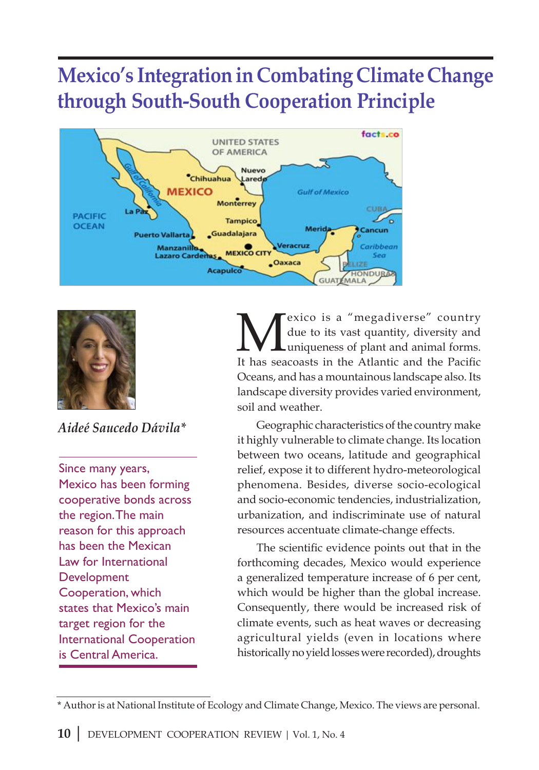# Mexico's Integration in Combating Climate Change through South-South Cooperation Principle

*Aideé Saucedo Dávila**

> Since many years, Mexico has been forming cooperative bonds across the region. The main reason for this approach has been the Mexican Law for International Development Cooperation, which states that Mexico's main target region for the International Cooperation is Central America.

Mexico is a "megadiverse" country due to its vast quantity, diversity and uniqueness of plant and animal forms. It has seacoasts in the Atlantic and the Pacific Oceans, and has a mountainous landscape also. Its landscape diversity provides varied environment, soil and weather.

Geographic characteristics of the country make it highly vulnerable to climate change. Its location between two oceans, latitude and geographical relief, expose it to different hydro-meteorological phenomena. Besides, diverse socio-ecological and socio-economic tendencies, industrialization, urbanization, and indiscriminate use of natural resources accentuate climate-change effects.

The scientific evidence points out that in the forthcoming decades, Mexico would experience a generalized temperature increase of 6 per cent, which would be higher than the global increase. Consequently, there would be increased risk of climate events, such as heat waves or decreasing agricultural yields (even in locations where historically no yield losses were recorded), droughts

---

\* Author is at National Institute of Ecology and Climate Change, Mexico. The views are personal.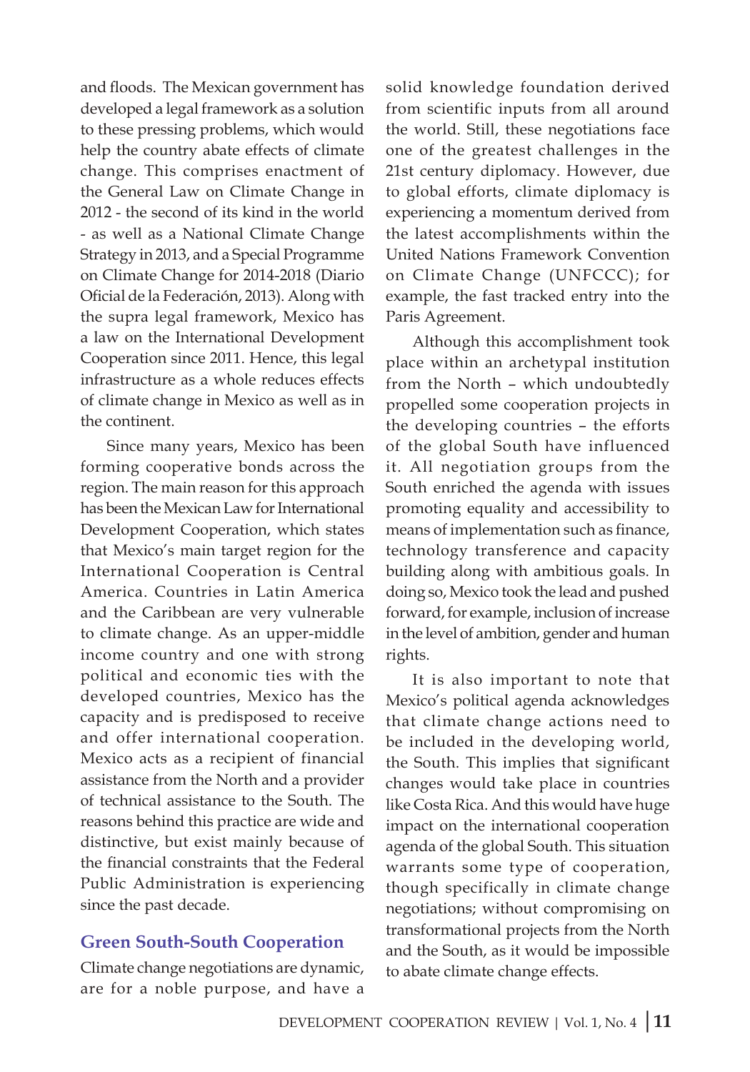and floods. The Mexican government has developed a legal framework as a solution to these pressing problems, which would help the country abate effects of climate change. This comprises enactment of the General Law on Climate Change in 2012 - the second of its kind in the world - as well as a National Climate Change Strategy in 2013, and a Special Programme on Climate Change for 2014-2018 (Diario Oficial de la Federación, 2013). Along with the supra legal framework, Mexico has a law on the International Development Cooperation since 2011. Hence, this legal infrastructure as a whole reduces effects of climate change in Mexico as well as in the continent.

Since many years, Mexico has been forming cooperative bonds across the region. The main reason for this approach has been the Mexican Law for International Development Cooperation, which states that Mexico's main target region for the International Cooperation is Central America. Countries in Latin America and the Caribbean are very vulnerable to climate change. As an upper-middle income country and one with strong political and economic ties with the developed countries, Mexico has the capacity and is predisposed to receive and offer international cooperation. Mexico acts as a recipient of financial assistance from the North and a provider of technical assistance to the South. The reasons behind this practice are wide and distinctive, but exist mainly because of the financial constraints that the Federal Public Administration is experiencing since the past decade.

## Green South-South Cooperation

Climate change negotiations are dynamic, are for a noble purpose, and have a solid knowledge foundation derived from scientific inputs from all around the world. Still, these negotiations face one of the greatest challenges in the 21st century diplomacy. However, due to global efforts, climate diplomacy is experiencing a momentum derived from the latest accomplishments within the United Nations Framework Convention on Climate Change (UNFCCC); for example, the fast tracked entry into the Paris Agreement.

Although this accomplishment took place within an archetypal institution from the North – which undoubtedly propelled some cooperation projects in the developing countries – the efforts of the global South have influenced it. All negotiation groups from the South enriched the agenda with issues promoting equality and accessibility to means of implementation such as finance, technology transference and capacity building along with ambitious goals. In doing so, Mexico took the lead and pushed forward, for example, inclusion of increase in the level of ambition, gender and human rights.

It is also important to note that Mexico's political agenda acknowledges that climate change actions need to be included in the developing world, the South. This implies that significant changes would take place in countries like Costa Rica. And this would have huge impact on the international cooperation agenda of the global South. This situation warrants some type of cooperation, though specifically in climate change negotiations; without compromising on transformational projects from the North and the South, as it would be impossible to abate climate change effects.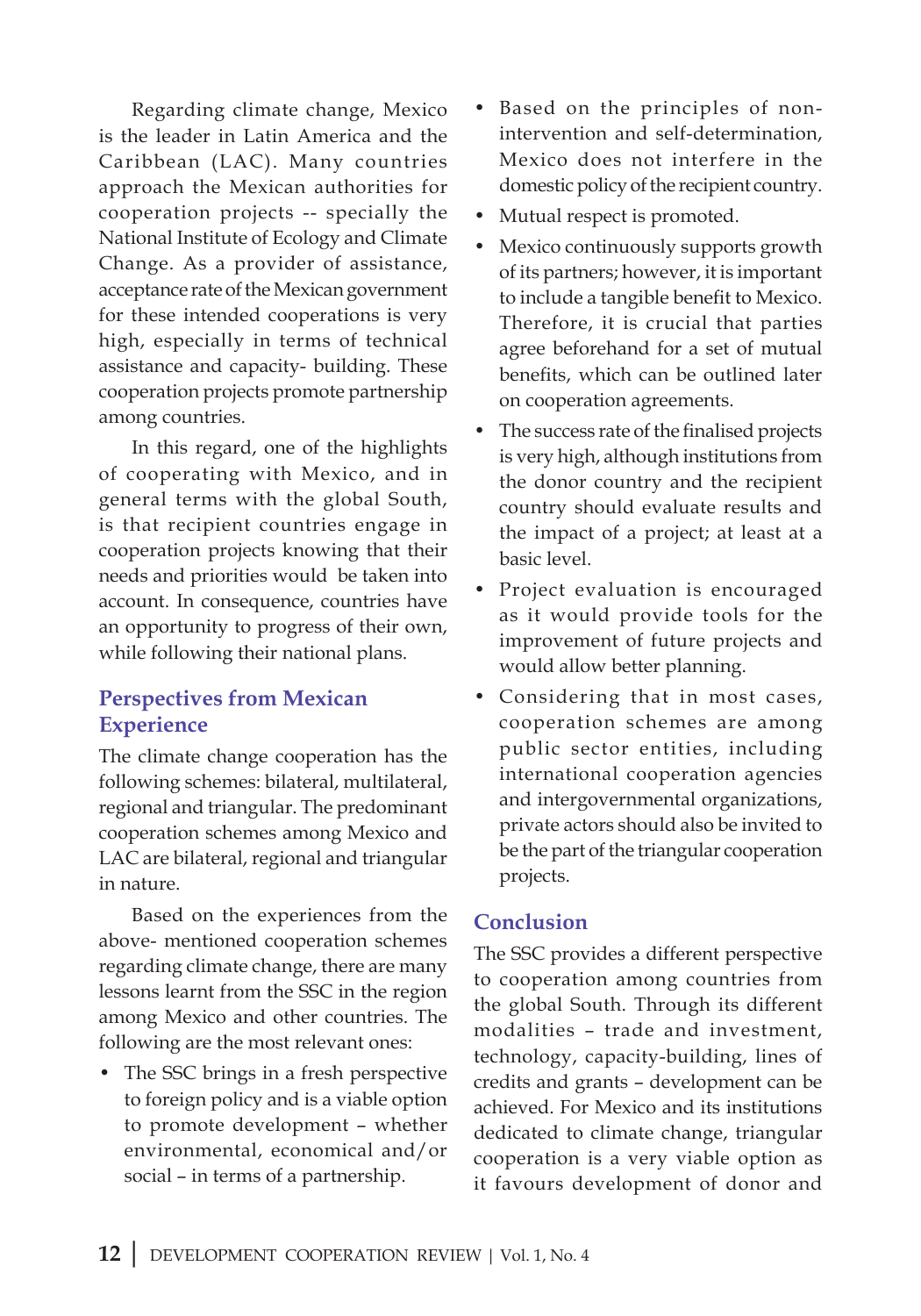Regarding climate change, Mexico is the leader in Latin America and the Caribbean (LAC). Many countries approach the Mexican authorities for cooperation projects -- specially the National Institute of Ecology and Climate Change. As a provider of assistance, acceptance rate of the Mexican government for these intended cooperations is very high, especially in terms of technical assistance and capacity- building. These cooperation projects promote partnership among countries.

In this regard, one of the highlights of cooperating with Mexico, and in general terms with the global South, is that recipient countries engage in cooperation projects knowing that their needs and priorities would be taken into account. In consequence, countries have an opportunity to progress of their own, while following their national plans.

## Perspectives from Mexican Experience

The climate change cooperation has the following schemes: bilateral, multilateral, regional and triangular. The predominant cooperation schemes among Mexico and LAC are bilateral, regional and triangular in nature.

Based on the experiences from the above- mentioned cooperation schemes regarding climate change, there are many lessons learnt from the SSC in the region among Mexico and other countries. The following are the most relevant ones:

- The SSC brings in a fresh perspective to foreign policy and is a viable option to promote development – whether environmental, economical and/or social – in terms of a partnership.
- Based on the principles of non-intervention and self-determination, Mexico does not interfere in the domestic policy of the recipient country.
- Mutual respect is promoted.
- Mexico continuously supports growth of its partners; however, it is important to include a tangible benefit to Mexico. Therefore, it is crucial that parties agree beforehand for a set of mutual benefits, which can be outlined later on cooperation agreements.
- The success rate of the finalised projects is very high, although institutions from the donor country and the recipient country should evaluate results and the impact of a project; at least at a basic level.
- Project evaluation is encouraged as it would provide tools for the improvement of future projects and would allow better planning.
- Considering that in most cases, cooperation schemes are among public sector entities, including international cooperation agencies and intergovernmental organizations, private actors should also be invited to be the part of the triangular cooperation projects.

## Conclusion

The SSC provides a different perspective to cooperation among countries from the global South. Through its different modalities – trade and investment, technology, capacity-building, lines of credits and grants – development can be achieved. For Mexico and its institutions dedicated to climate change, triangular cooperation is a very viable option as it favours development of donor and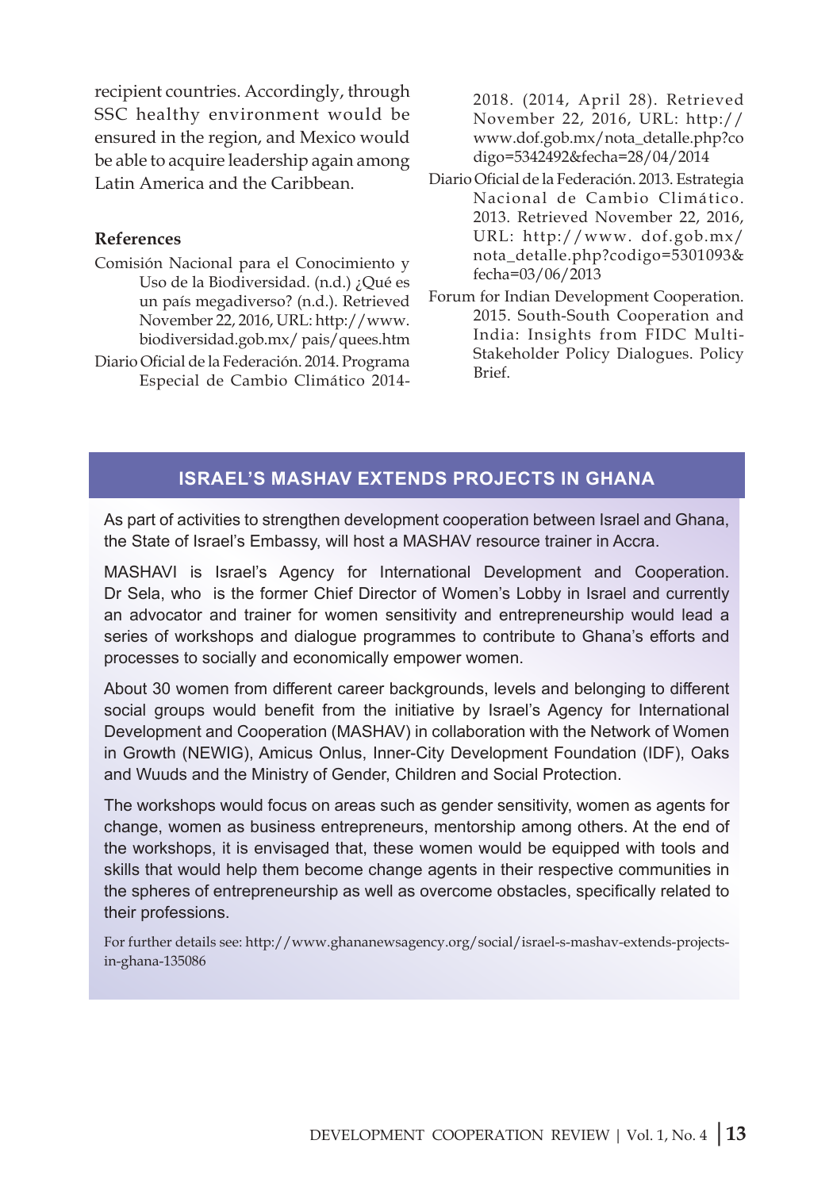recipient countries. Accordingly, through SSC healthy environment would be ensured in the region, and Mexico would be able to acquire leadership again among Latin America and the Caribbean.

### References

Comisión Nacional para el Conocimiento y Uso de la Biodiversidad. (n.d.) ¿Qué es un país megadiverso? (n.d.). Retrieved November 22, 2016, URL: http://www.biodiversidad.gob.mx/ pais/quees.htm

Diario Oficial de la Federación. 2014. Programa Especial de Cambio Climático 2014-2018. (2014, April 28). Retrieved November 22, 2016, URL: http://www.dof.gob.mx/nota_detalle.php?codigo=5342492&fecha=28/04/2014

Diario Oficial de la Federación. 2013. Estrategia Nacional de Cambio Climático. 2013. Retrieved November 22, 2016, URL: http://www. dof.gob.mx/nota_detalle.php?codigo=5301093&fecha=03/06/2013

Forum for Indian Development Cooperation. 2015. South-South Cooperation and India: Insights from FIDC Multi-Stakeholder Policy Dialogues. Policy Brief.

## ISRAEL'S MASHAV EXTENDS PROJECTS IN GHANA

As part of activities to strengthen development cooperation between Israel and Ghana, the State of Israel's Embassy, will host a MASHAV resource trainer in Accra.

MASHAVI is Israel's Agency for International Development and Cooperation. Dr Sela, who is the former Chief Director of Women's Lobby in Israel and currently an advocator and trainer for women sensitivity and entrepreneurship would lead a series of workshops and dialogue programmes to contribute to Ghana's efforts and processes to socially and economically empower women.

About 30 women from different career backgrounds, levels and belonging to different social groups would benefit from the initiative by Israel's Agency for International Development and Cooperation (MASHAV) in collaboration with the Network of Women in Growth (NEWIG), Amicus Onlus, Inner-City Development Foundation (IDF), Oaks and Wuuds and the Ministry of Gender, Children and Social Protection.

The workshops would focus on areas such as gender sensitivity, women as agents for change, women as business entrepreneurs, mentorship among others. At the end of the workshops, it is envisaged that, these women would be equipped with tools and skills that would help them become change agents in their respective communities in the spheres of entrepreneurship as well as overcome obstacles, specifically related to their professions.

For further details see: http://www.ghananewsagency.org/social/israel-s-mashav-extends-projects-in-ghana-135086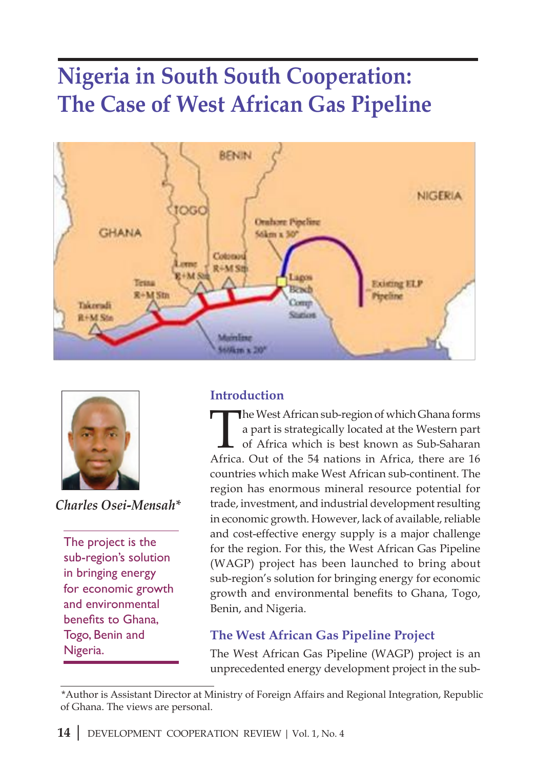# Nigeria in South South Cooperation: The Case of West African Gas Pipeline

*Charles Osei-Mensah**

> The project is the sub-region's solution in bringing energy for economic growth and environmental benefits to Ghana, Togo, Benin and Nigeria.

## Introduction

The West African sub-region of which Ghana forms a part is strategically located at the Western part of Africa which is best known as Sub-Saharan Africa. Out of the 54 nations in Africa, there are 16 countries which make West African sub-continent. The region has enormous mineral resource potential for trade, investment, and industrial development resulting in economic growth. However, lack of available, reliable and cost-effective energy supply is a major challenge for the region. For this, the West African Gas Pipeline (WAGP) project has been launched to bring about sub-region's solution for bringing energy for economic growth and environmental benefits to Ghana, Togo, Benin, and Nigeria.

## The West African Gas Pipeline Project

The West African Gas Pipeline (WAGP) project is an unprecedented energy development project in the sub-

*Author is Assistant Director at Ministry of Foreign Affairs and Regional Integration, Republic of Ghana. The views are personal.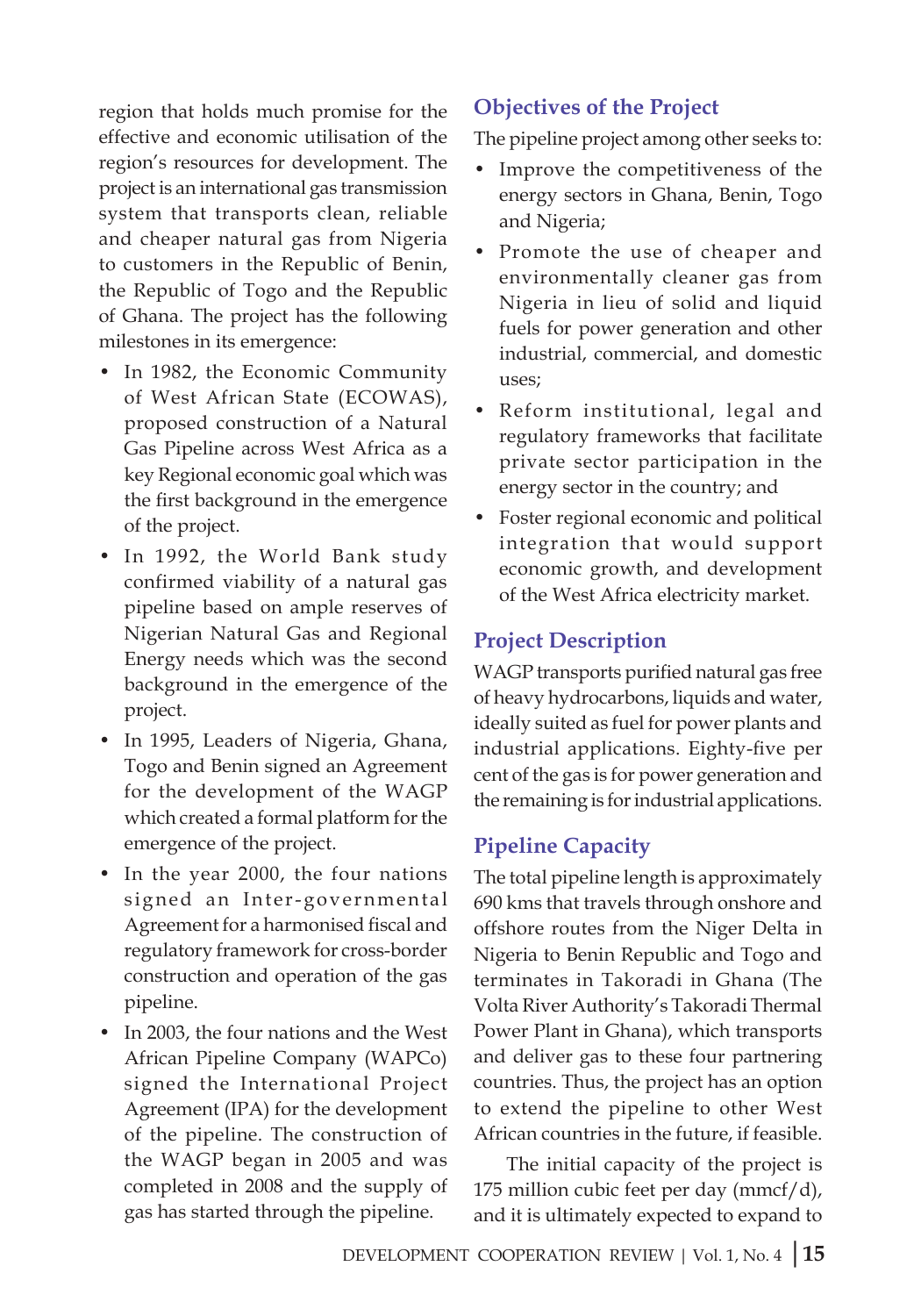region that holds much promise for the effective and economic utilisation of the region's resources for development. The project is an international gas transmission system that transports clean, reliable and cheaper natural gas from Nigeria to customers in the Republic of Benin, the Republic of Togo and the Republic of Ghana. The project has the following milestones in its emergence:

- In 1982, the Economic Community of West African State (ECOWAS), proposed construction of a Natural Gas Pipeline across West Africa as a key Regional economic goal which was the first background in the emergence of the project.
- In 1992, the World Bank study confirmed viability of a natural gas pipeline based on ample reserves of Nigerian Natural Gas and Regional Energy needs which was the second background in the emergence of the project.
- In 1995, Leaders of Nigeria, Ghana, Togo and Benin signed an Agreement for the development of the WAGP which created a formal platform for the emergence of the project.
- In the year 2000, the four nations signed an Inter-governmental Agreement for a harmonised fiscal and regulatory framework for cross-border construction and operation of the gas pipeline.
- In 2003, the four nations and the West African Pipeline Company (WAPCo) signed the International Project Agreement (IPA) for the development of the pipeline. The construction of the WAGP began in 2005 and was completed in 2008 and the supply of gas has started through the pipeline.

## Objectives of the Project

The pipeline project among other seeks to:

- Improve the competitiveness of the energy sectors in Ghana, Benin, Togo and Nigeria;
- Promote the use of cheaper and environmentally cleaner gas from Nigeria in lieu of solid and liquid fuels for power generation and other industrial, commercial, and domestic uses;
- Reform institutional, legal and regulatory frameworks that facilitate private sector participation in the energy sector in the country; and
- Foster regional economic and political integration that would support economic growth, and development of the West Africa electricity market.

## Project Description

WAGP transports purified natural gas free of heavy hydrocarbons, liquids and water, ideally suited as fuel for power plants and industrial applications. Eighty-five per cent of the gas is for power generation and the remaining is for industrial applications.

## Pipeline Capacity

The total pipeline length is approximately 690 kms that travels through onshore and offshore routes from the Niger Delta in Nigeria to Benin Republic and Togo and terminates in Takoradi in Ghana (The Volta River Authority's Takoradi Thermal Power Plant in Ghana), which transports and deliver gas to these four partnering countries. Thus, the project has an option to extend the pipeline to other West African countries in the future, if feasible.

The initial capacity of the project is 175 million cubic feet per day (mmcf/d), and it is ultimately expected to expand to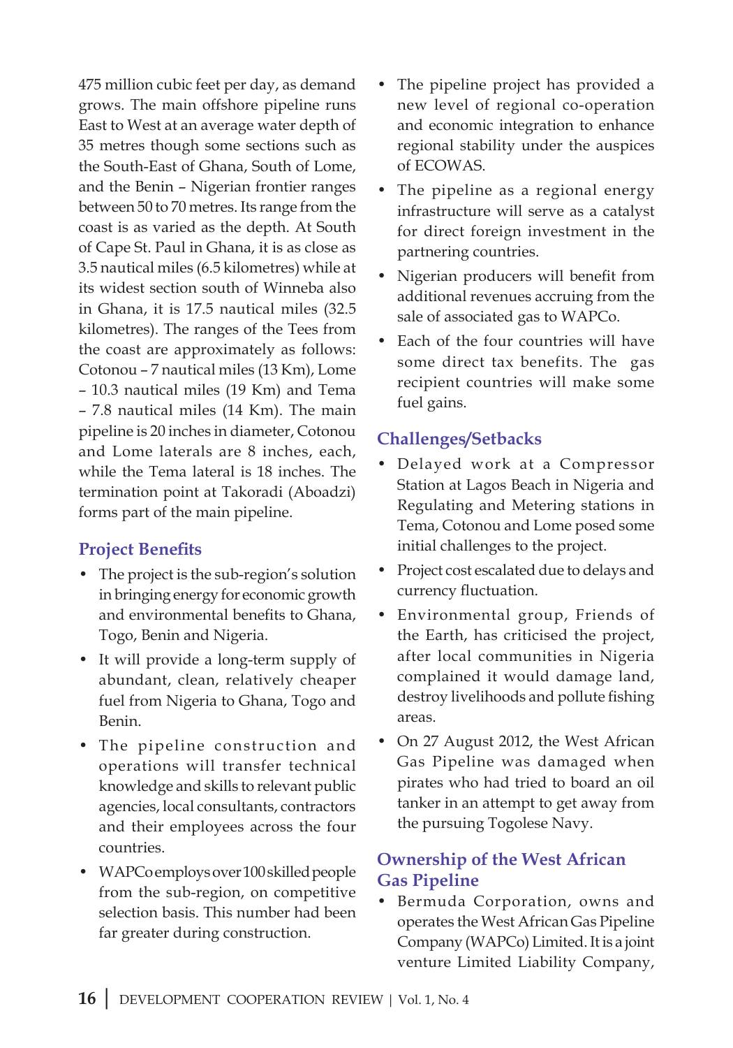475 million cubic feet per day, as demand grows. The main offshore pipeline runs East to West at an average water depth of 35 metres though some sections such as the South-East of Ghana, South of Lome, and the Benin – Nigerian frontier ranges between 50 to 70 metres. Its range from the coast is as varied as the depth. At South of Cape St. Paul in Ghana, it is as close as 3.5 nautical miles (6.5 kilometres) while at its widest section south of Winneba also in Ghana, it is 17.5 nautical miles (32.5 kilometres). The ranges of the Tees from the coast are approximately as follows: Cotonou – 7 nautical miles (13 Km), Lome – 10.3 nautical miles (19 Km) and Tema – 7.8 nautical miles (14 Km). The main pipeline is 20 inches in diameter, Cotonou and Lome laterals are 8 inches, each, while the Tema lateral is 18 inches. The termination point at Takoradi (Aboadzi) forms part of the main pipeline.

## Project Benefits

- The project is the sub-region's solution in bringing energy for economic growth and environmental benefits to Ghana, Togo, Benin and Nigeria.
- It will provide a long-term supply of abundant, clean, relatively cheaper fuel from Nigeria to Ghana, Togo and Benin.
- The pipeline construction and operations will transfer technical knowledge and skills to relevant public agencies, local consultants, contractors and their employees across the four countries.
- WAPCo employs over 100 skilled people from the sub-region, on competitive selection basis. This number had been far greater during construction.
- The pipeline project has provided a new level of regional co-operation and economic integration to enhance regional stability under the auspices of ECOWAS.
- The pipeline as a regional energy infrastructure will serve as a catalyst for direct foreign investment in the partnering countries.
- Nigerian producers will benefit from additional revenues accruing from the sale of associated gas to WAPCo.
- Each of the four countries will have some direct tax benefits. The gas recipient countries will make some fuel gains.

## Challenges/Setbacks

- Delayed work at a Compressor Station at Lagos Beach in Nigeria and Regulating and Metering stations in Tema, Cotonou and Lome posed some initial challenges to the project.
- Project cost escalated due to delays and currency fluctuation.
- Environmental group, Friends of the Earth, has criticised the project, after local communities in Nigeria complained it would damage land, destroy livelihoods and pollute fishing areas.
- On 27 August 2012, the West African Gas Pipeline was damaged when pirates who had tried to board an oil tanker in an attempt to get away from the pursuing Togolese Navy.

## Ownership of the West African Gas Pipeline

- Bermuda Corporation, owns and operates the West African Gas Pipeline Company (WAPCo) Limited. It is a joint venture Limited Liability Company,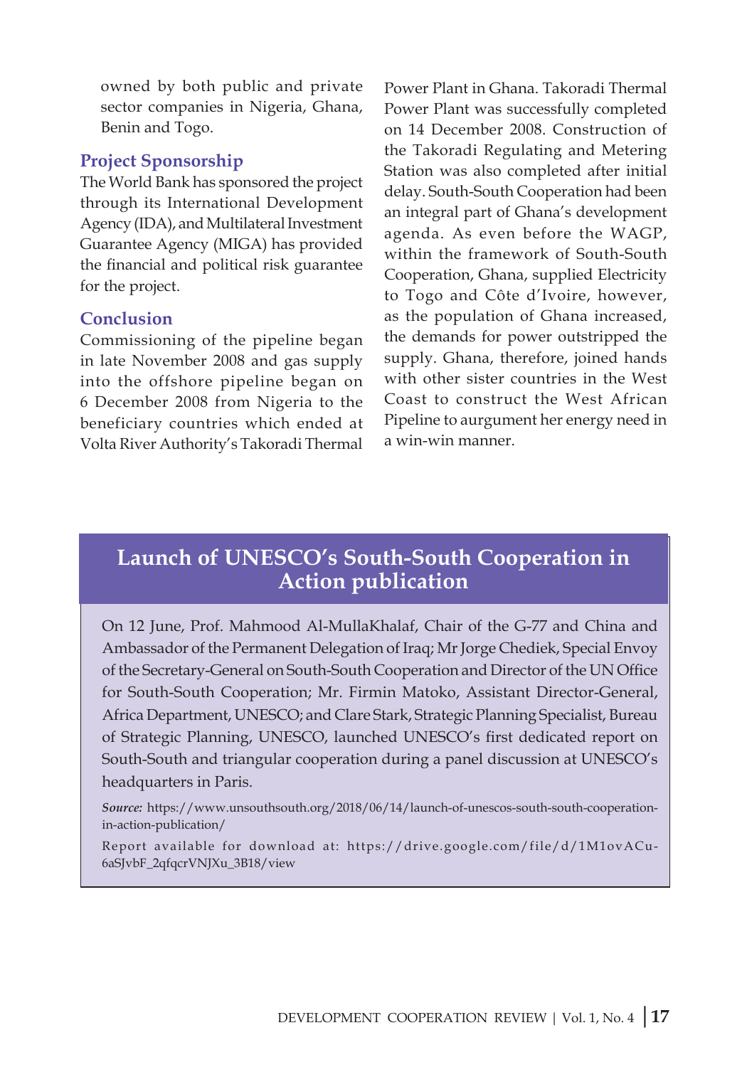owned by both public and private sector companies in Nigeria, Ghana, Benin and Togo.

### Project Sponsorship

The World Bank has sponsored the project through its International Development Agency (IDA), and Multilateral Investment Guarantee Agency (MIGA) has provided the financial and political risk guarantee for the project.

### Conclusion

Commissioning of the pipeline began in late November 2008 and gas supply into the offshore pipeline began on 6 December 2008 from Nigeria to the beneficiary countries which ended at Volta River Authority's Takoradi Thermal Power Plant in Ghana. Takoradi Thermal Power Plant was successfully completed on 14 December 2008. Construction of the Takoradi Regulating and Metering Station was also completed after initial delay. South-South Cooperation had been an integral part of Ghana's development agenda. As even before the WAGP, within the framework of South-South Cooperation, Ghana, supplied Electricity to Togo and Côte d'Ivoire, however, as the population of Ghana increased, the demands for power outstripped the supply. Ghana, therefore, joined hands with other sister countries in the West Coast to construct the West African Pipeline to aurgument her energy need in a win-win manner.

## Launch of UNESCO's South-South Cooperation in Action publication

On 12 June, Prof. Mahmood Al-MullaKhalaf, Chair of the G-77 and China and Ambassador of the Permanent Delegation of Iraq; Mr Jorge Chediek, Special Envoy of the Secretary-General on South-South Cooperation and Director of the UN Office for South-South Cooperation; Mr. Firmin Matoko, Assistant Director-General, Africa Department, UNESCO; and Clare Stark, Strategic Planning Specialist, Bureau of Strategic Planning, UNESCO, launched UNESCO's first dedicated report on South-South and triangular cooperation during a panel discussion at UNESCO's headquarters in Paris.

***Source:*** https://www.unsouthsouth.org/2018/06/14/launch-of-unescos-south-south-cooperation-in-action-publication/

Report available for download at: https://drive.google.com/file/d/1M1ovACu-6aSJvbF_2qfqcrVNJXu_3B18/view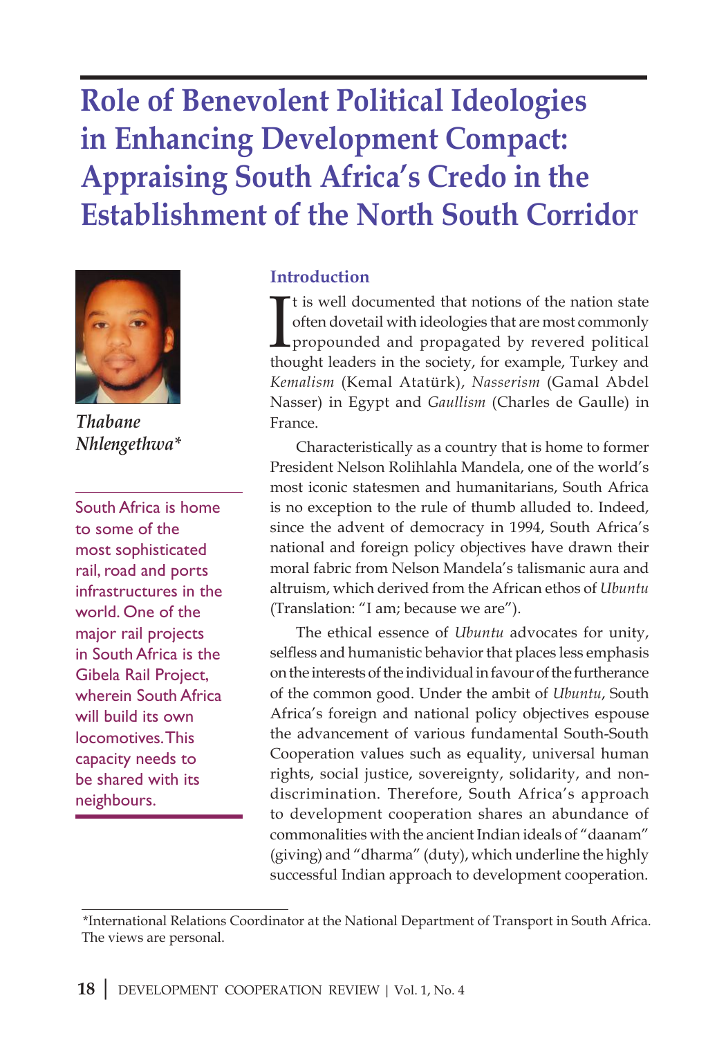# Role of Benevolent Political Ideologies in Enhancing Development Compact: Appraising South Africa's Credo in the Establishment of the North South Corridor

*Thabane Nhlengethwa**

South Africa is home to some of the most sophisticated rail, road and ports infrastructures in the world. One of the major rail projects in South Africa is the Gibela Rail Project, wherein South Africa will build its own locomotives. This capacity needs to be shared with its neighbours.

## Introduction

It is well documented that notions of the nation state often dovetail with ideologies that are most commonly propounded and propagated by revered political thought leaders in the society, for example, Turkey and *Kemalism* (Kemal Atatürk), *Nasserism* (Gamal Abdel Nasser) in Egypt and *Gaullism* (Charles de Gaulle) in France.

Characteristically as a country that is home to former President Nelson Rolihlahla Mandela, one of the world's most iconic statesmen and humanitarians, South Africa is no exception to the rule of thumb alluded to. Indeed, since the advent of democracy in 1994, South Africa's national and foreign policy objectives have drawn their moral fabric from Nelson Mandela's talismanic aura and altruism, which derived from the African ethos of *Ubuntu* (Translation: "I am; because we are").

The ethical essence of *Ubuntu* advocates for unity, selfless and humanistic behavior that places less emphasis on the interests of the individual in favour of the furtherance of the common good. Under the ambit of *Ubuntu*, South Africa's foreign and national policy objectives espouse the advancement of various fundamental South-South Cooperation values such as equality, universal human rights, social justice, sovereignty, solidarity, and non-discrimination. Therefore, South Africa's approach to development cooperation shares an abundance of commonalities with the ancient Indian ideals of "daanam" (giving) and "dharma" (duty), which underline the highly successful Indian approach to development cooperation.

*International Relations Coordinator at the National Department of Transport in South Africa. The views are personal.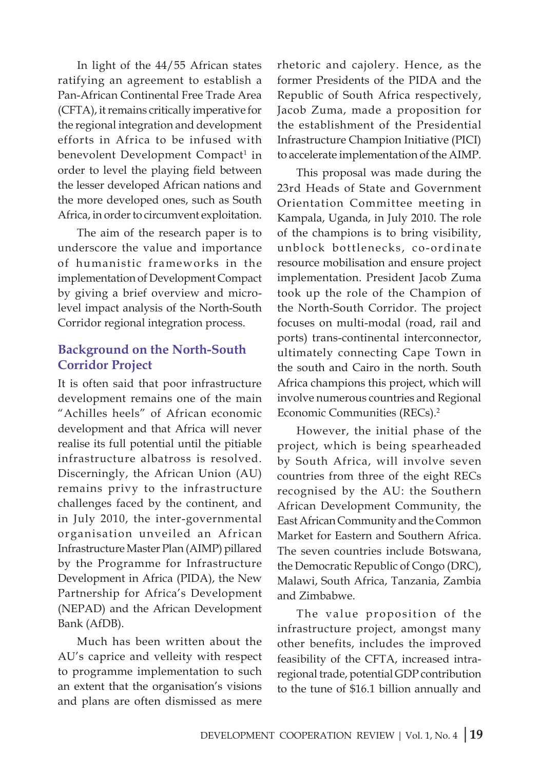In light of the 44/55 African states ratifying an agreement to establish a Pan-African Continental Free Trade Area (CFTA), it remains critically imperative for the regional integration and development efforts in Africa to be infused with benevolent Development Compact[1] in order to level the playing field between the lesser developed African nations and the more developed ones, such as South Africa, in order to circumvent exploitation.

The aim of the research paper is to underscore the value and importance of humanistic frameworks in the implementation of Development Compact by giving a brief overview and micro-level impact analysis of the North-South Corridor regional integration process.

## Background on the North-South Corridor Project

It is often said that poor infrastructure development remains one of the main "Achilles heels" of African economic development and that Africa will never realise its full potential until the pitiable infrastructure albatross is resolved. Discerningly, the African Union (AU) remains privy to the infrastructure challenges faced by the continent, and in July 2010, the inter-governmental organisation unveiled an African Infrastructure Master Plan (AIMP) pillared by the Programme for Infrastructure Development in Africa (PIDA), the New Partnership for Africa's Development (NEPAD) and the African Development Bank (AfDB).

Much has been written about the AU's caprice and velleity with respect to programme implementation to such an extent that the organisation's visions and plans are often dismissed as mere rhetoric and cajolery. Hence, as the former Presidents of the PIDA and the Republic of South Africa respectively, Jacob Zuma, made a proposition for the establishment of the Presidential Infrastructure Champion Initiative (PICI) to accelerate implementation of the AIMP.

This proposal was made during the 23rd Heads of State and Government Orientation Committee meeting in Kampala, Uganda, in July 2010. The role of the champions is to bring visibility, unblock bottlenecks, co-ordinate resource mobilisation and ensure project implementation. President Jacob Zuma took up the role of the Champion of the North-South Corridor. The project focuses on multi-modal (road, rail and ports) trans-continental interconnector, ultimately connecting Cape Town in the south and Cairo in the north. South Africa champions this project, which will involve numerous countries and Regional Economic Communities (RECs).[2]

However, the initial phase of the project, which is being spearheaded by South Africa, will involve seven countries from three of the eight RECs recognised by the AU: the Southern African Development Community, the East African Community and the Common Market for Eastern and Southern Africa. The seven countries include Botswana, the Democratic Republic of Congo (DRC), Malawi, South Africa, Tanzania, Zambia and Zimbabwe.

The value proposition of the infrastructure project, amongst many other benefits, includes the improved feasibility of the CFTA, increased intra-regional trade, potential GDP contribution to the tune of \$16.1 billion annually and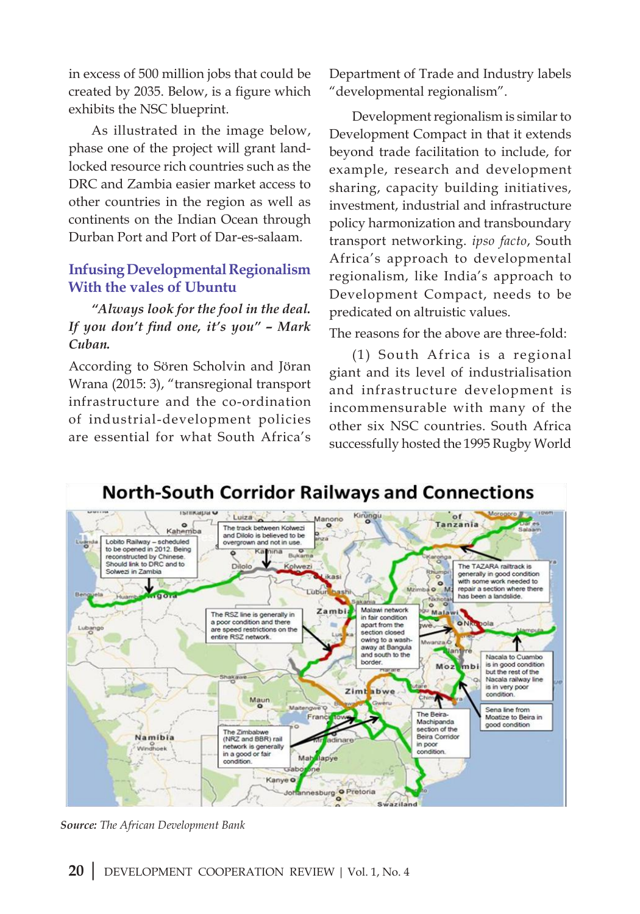in excess of 500 million jobs that could be created by 2035. Below, is a figure which exhibits the NSC blueprint.

As illustrated in the image below, phase one of the project will grant land-locked resource rich countries such as the DRC and Zambia easier market access to other countries in the region as well as continents on the Indian Ocean through Durban Port and Port of Dar-es-salaam.

## Infusing Developmental Regionalism With the vales of Ubuntu

*"Always look for the fool in the deal. If you don't find one, it's you" – Mark Cuban.*

According to Sören Scholvin and Jöran Wrana (2015: 3), "transregional transport infrastructure and the co-ordination of industrial-development policies are essential for what South Africa's Department of Trade and Industry labels "developmental regionalism".

Development regionalism is similar to Development Compact in that it extends beyond trade facilitation to include, for example, research and development sharing, capacity building initiatives, investment, industrial and infrastructure policy harmonization and transboundary transport networking. *ipso facto*, South Africa's approach to developmental regionalism, like India's approach to Development Compact, needs to be predicated on altruistic values.

The reasons for the above are three-fold:

(1) South Africa is a regional giant and its level of industrialisation and infrastructure development is incommensurable with many of the other six NSC countries. South Africa successfully hosted the 1995 Rugby World

**North-South Corridor Railways and Connections**

**Source:** *The African Development Bank*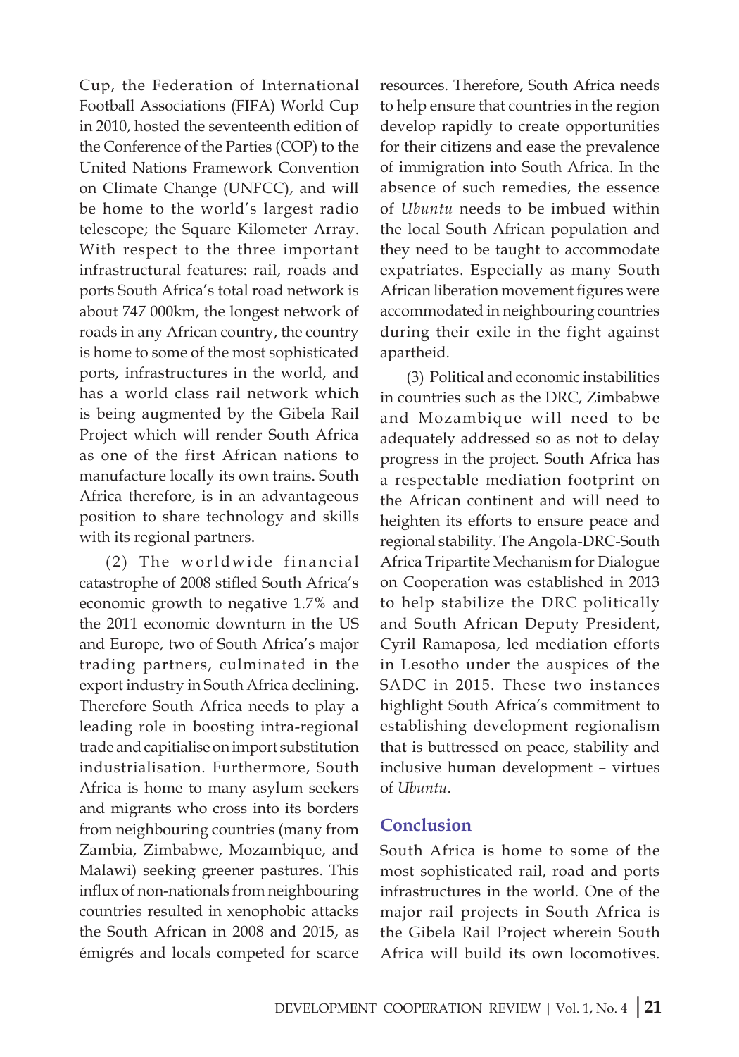Cup, the Federation of International Football Associations (FIFA) World Cup in 2010, hosted the seventeenth edition of the Conference of the Parties (COP) to the United Nations Framework Convention on Climate Change (UNFCC), and will be home to the world's largest radio telescope; the Square Kilometer Array. With respect to the three important infrastructural features: rail, roads and ports South Africa's total road network is about 747 000km, the longest network of roads in any African country, the country is home to some of the most sophisticated ports, infrastructures in the world, and has a world class rail network which is being augmented by the Gibela Rail Project which will render South Africa as one of the first African nations to manufacture locally its own trains. South Africa therefore, is in an advantageous position to share technology and skills with its regional partners.

(2) The worldwide financial catastrophe of 2008 stifled South Africa's economic growth to negative 1.7% and the 2011 economic downturn in the US and Europe, two of South Africa's major trading partners, culminated in the export industry in South Africa declining. Therefore South Africa needs to play a leading role in boosting intra-regional trade and capitialise on import substitution industrialisation. Furthermore, South Africa is home to many asylum seekers and migrants who cross into its borders from neighbouring countries (many from Zambia, Zimbabwe, Mozambique, and Malawi) seeking greener pastures. This influx of non-nationals from neighbouring countries resulted in xenophobic attacks the South African in 2008 and 2015, as émigrés and locals competed for scarce resources. Therefore, South Africa needs to help ensure that countries in the region develop rapidly to create opportunities for their citizens and ease the prevalence of immigration into South Africa. In the absence of such remedies, the essence of *Ubuntu* needs to be imbued within the local South African population and they need to be taught to accommodate expatriates. Especially as many South African liberation movement figures were accommodated in neighbouring countries during their exile in the fight against apartheid.

(3) Political and economic instabilities in countries such as the DRC, Zimbabwe and Mozambique will need to be adequately addressed so as not to delay progress in the project. South Africa has a respectable mediation footprint on the African continent and will need to heighten its efforts to ensure peace and regional stability. The Angola-DRC-South Africa Tripartite Mechanism for Dialogue on Cooperation was established in 2013 to help stabilize the DRC politically and South African Deputy President, Cyril Ramaposa, led mediation efforts in Lesotho under the auspices of the SADC in 2015. These two instances highlight South Africa's commitment to establishing development regionalism that is buttressed on peace, stability and inclusive human development – virtues of *Ubuntu*.

## Conclusion

South Africa is home to some of the most sophisticated rail, road and ports infrastructures in the world. One of the major rail projects in South Africa is the Gibela Rail Project wherein South Africa will build its own locomotives.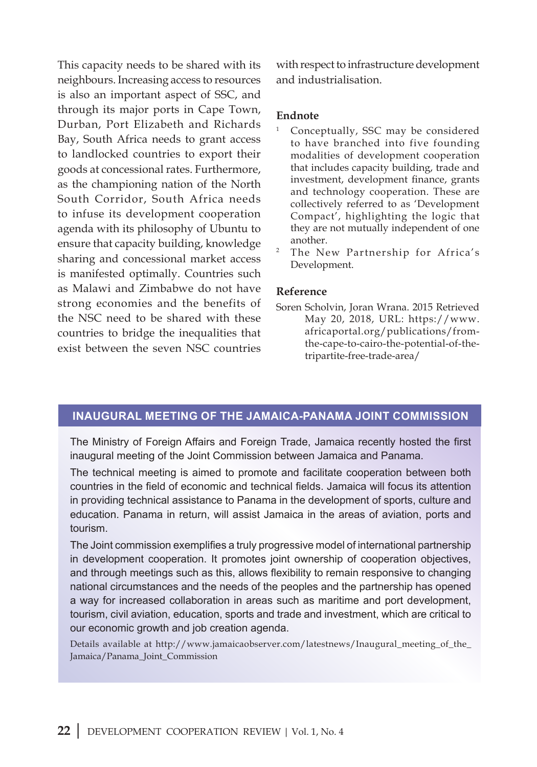This capacity needs to be shared with its neighbours. Increasing access to resources is also an important aspect of SSC, and through its major ports in Cape Town, Durban, Port Elizabeth and Richards Bay, South Africa needs to grant access to landlocked countries to export their goods at concessional rates. Furthermore, as the championing nation of the North South Corridor, South Africa needs to infuse its development cooperation agenda with its philosophy of Ubuntu to ensure that capacity building, knowledge sharing and concessional market access is manifested optimally. Countries such as Malawi and Zimbabwe do not have strong economies and the benefits of the NSC need to be shared with these countries to bridge the inequalities that exist between the seven NSC countries with respect to infrastructure development and industrialisation.

### Endnote

[1] Conceptually, SSC may be considered to have branched into five founding modalities of development cooperation that includes capacity building, trade and investment, development finance, grants and technology cooperation. These are collectively referred to as 'Development Compact', highlighting the logic that they are not mutually independent of one another.

[2] The New Partnership for Africa's Development.

### Reference

Soren Scholvin, Joran Wrana. 2015 Retrieved May 20, 2018, URL: https://www.africaportal.org/publications/from-the-cape-to-cairo-the-potential-of-the-tripartite-free-trade-area/

## INAUGURAL MEETING OF THE JAMAICA-PANAMA JOINT COMMISSION

The Ministry of Foreign Affairs and Foreign Trade, Jamaica recently hosted the first inaugural meeting of the Joint Commission between Jamaica and Panama.

The technical meeting is aimed to promote and facilitate cooperation between both countries in the field of economic and technical fields. Jamaica will focus its attention in providing technical assistance to Panama in the development of sports, culture and education. Panama in return, will assist Jamaica in the areas of aviation, ports and tourism.

The Joint commission exemplifies a truly progressive model of international partnership in development cooperation. It promotes joint ownership of cooperation objectives, and through meetings such as this, allows flexibility to remain responsive to changing national circumstances and the needs of the peoples and the partnership has opened a way for increased collaboration in areas such as maritime and port development, tourism, civil aviation, education, sports and trade and investment, which are critical to our economic growth and job creation agenda.

Details available at http://www.jamaicaobserver.com/latestnews/Inaugural_meeting_of_the_Jamaica/Panama_Joint_Commission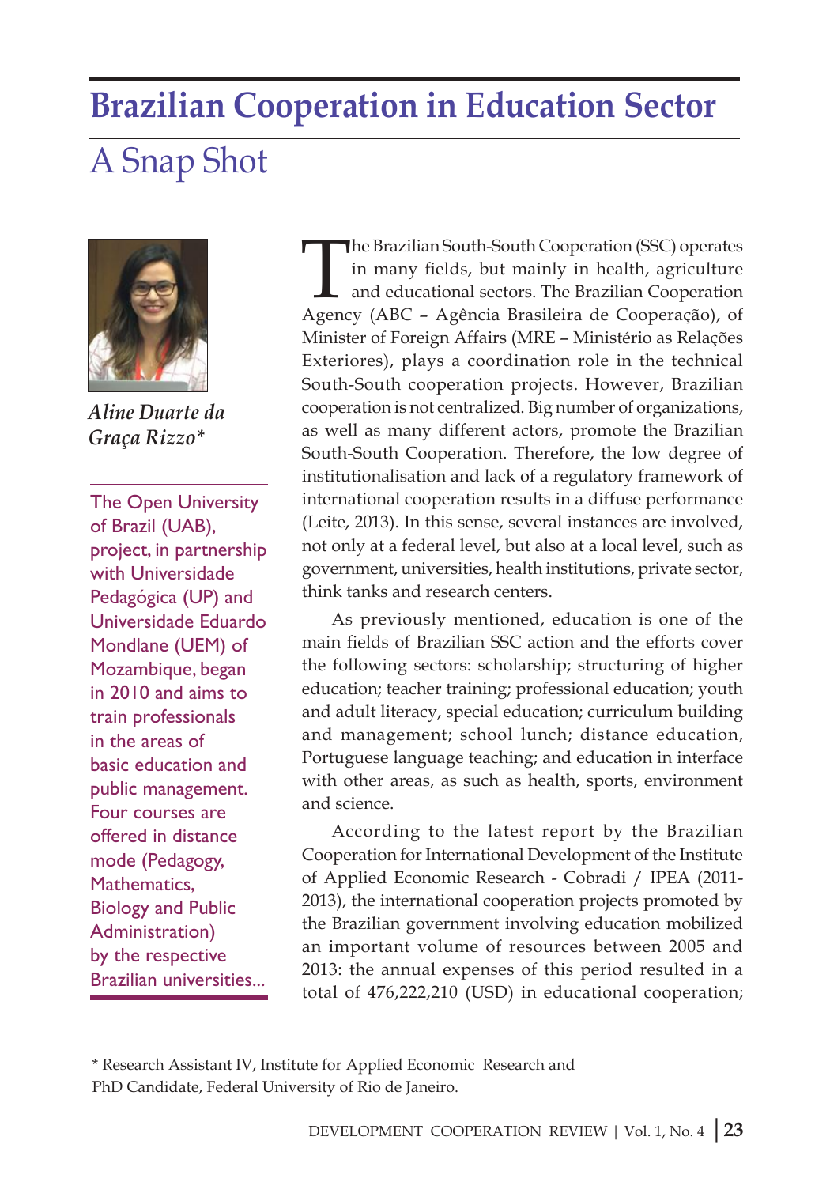# Brazilian Cooperation in Education Sector

## A Snap Shot

*Aline Duarte da Graça Rizzo**

The Open University of Brazil (UAB), project, in partnership with Universidade Pedagógica (UP) and Universidade Eduardo Mondlane (UEM) of Mozambique, began in 2010 and aims to train professionals in the areas of basic education and public management. Four courses are offered in distance mode (Pedagogy, Mathematics, Biology and Public Administration) by the respective Brazilian universities...

The Brazilian South-South Cooperation (SSC) operates in many fields, but mainly in health, agriculture and educational sectors. The Brazilian Cooperation Agency (ABC – Agência Brasileira de Cooperação), of Minister of Foreign Affairs (MRE – Ministério as Relações Exteriores), plays a coordination role in the technical South-South cooperation projects. However, Brazilian cooperation is not centralized. Big number of organizations, as well as many different actors, promote the Brazilian South-South Cooperation. Therefore, the low degree of institutionalisation and lack of a regulatory framework of international cooperation results in a diffuse performance (Leite, 2013). In this sense, several instances are involved, not only at a federal level, but also at a local level, such as government, universities, health institutions, private sector, think tanks and research centers.

As previously mentioned, education is one of the main fields of Brazilian SSC action and the efforts cover the following sectors: scholarship; structuring of higher education; teacher training; professional education; youth and adult literacy, special education; curriculum building and management; school lunch; distance education, Portuguese language teaching; and education in interface with other areas, as such as health, sports, environment and science.

According to the latest report by the Brazilian Cooperation for International Development of the Institute of Applied Economic Research - Cobradi / IPEA (2011-2013), the international cooperation projects promoted by the Brazilian government involving education mobilized an important volume of resources between 2005 and 2013: the annual expenses of this period resulted in a total of 476,222,210 (USD) in educational cooperation;

* Research Assistant IV, Institute for Applied Economic Research and PhD Candidate, Federal University of Rio de Janeiro.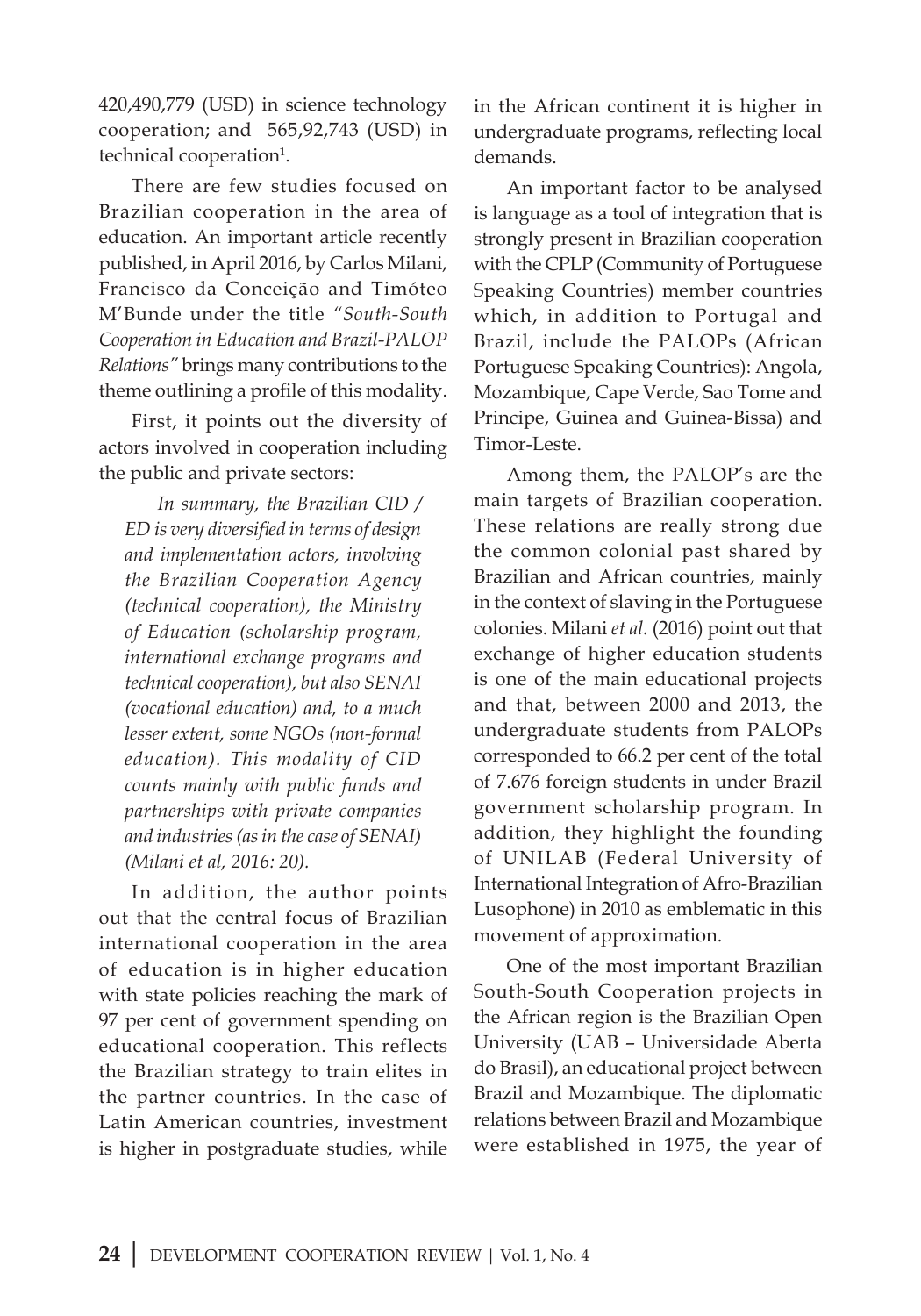420,490,779 (USD) in science technology cooperation; and 565,92,743 (USD) in technical cooperation[1].

There are few studies focused on Brazilian cooperation in the area of education. An important article recently published, in April 2016, by Carlos Milani, Francisco da Conceição and Timóteo M'Bunde under the title *"South-South Cooperation in Education and Brazil-PALOP Relations"* brings many contributions to the theme outlining a profile of this modality.

First, it points out the diversity of actors involved in cooperation including the public and private sectors:

> *In summary, the Brazilian CID / ED is very diversified in terms of design and implementation actors, involving the Brazilian Cooperation Agency (technical cooperation), the Ministry of Education (scholarship program, international exchange programs and technical cooperation), but also SENAI (vocational education) and, to a much lesser extent, some NGOs (non-formal education). This modality of CID counts mainly with public funds and partnerships with private companies and industries (as in the case of SENAI) (Milani et al, 2016: 20).*

In addition, the author points out that the central focus of Brazilian international cooperation in the area of education is in higher education with state policies reaching the mark of 97 per cent of government spending on educational cooperation. This reflects the Brazilian strategy to train elites in the partner countries. In the case of Latin American countries, investment is higher in postgraduate studies, while in the African continent it is higher in undergraduate programs, reflecting local demands.

An important factor to be analysed is language as a tool of integration that is strongly present in Brazilian cooperation with the CPLP (Community of Portuguese Speaking Countries) member countries which, in addition to Portugal and Brazil, include the PALOPs (African Portuguese Speaking Countries): Angola, Mozambique, Cape Verde, Sao Tome and Principe, Guinea and Guinea-Bissa) and Timor-Leste.

Among them, the PALOP's are the main targets of Brazilian cooperation. These relations are really strong due the common colonial past shared by Brazilian and African countries, mainly in the context of slaving in the Portuguese colonies. Milani *et al.* (2016) point out that exchange of higher education students is one of the main educational projects and that, between 2000 and 2013, the undergraduate students from PALOPs corresponded to 66.2 per cent of the total of 7.676 foreign students in under Brazil government scholarship program. In addition, they highlight the founding of UNILAB (Federal University of International Integration of Afro-Brazilian Lusophone) in 2010 as emblematic in this movement of approximation.

One of the most important Brazilian South-South Cooperation projects in the African region is the Brazilian Open University (UAB – Universidade Aberta do Brasil), an educational project between Brazil and Mozambique. The diplomatic relations between Brazil and Mozambique were established in 1975, the year of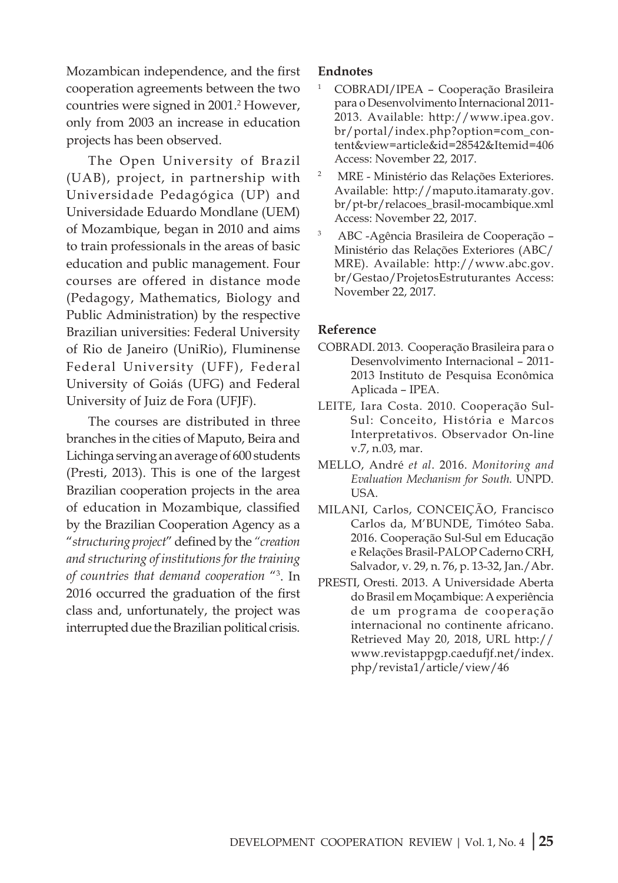Mozambican independence, and the first cooperation agreements between the two countries were signed in 2001.[2] However, only from 2003 an increase in education projects has been observed.

The Open University of Brazil (UAB), project, in partnership with Universidade Pedagógica (UP) and Universidade Eduardo Mondlane (UEM) of Mozambique, began in 2010 and aims to train professionals in the areas of basic education and public management. Four courses are offered in distance mode (Pedagogy, Mathematics, Biology and Public Administration) by the respective Brazilian universities: Federal University of Rio de Janeiro (UniRio), Fluminense Federal University (UFF), Federal University of Goiás (UFG) and Federal University of Juiz de Fora (UFJF).

The courses are distributed in three branches in the cities of Maputo, Beira and Lichinga serving an average of 600 students (Presti, 2013). This is one of the largest Brazilian cooperation projects in the area of education in Mozambique, classified by the Brazilian Cooperation Agency as a "*structuring project*" defined by the "*creation and structuring of institutions for the training of countries that demand cooperation* "[3]. In 2016 occurred the graduation of the first class and, unfortunately, the project was interrupted due the Brazilian political crisis.

#### Endnotes

1. COBRADI/IPEA – Cooperação Brasileira para o Desenvolvimento Internacional 2011-2013. Available: http://www.ipea.gov.br/portal/index.php?option=com_content&view=article&id=28542&Itemid=406 Access: November 22, 2017.
2. MRE - Ministério das Relações Exteriores. Available: http://maputo.itamaraty.gov.br/pt-br/relacoes_brasil-mocambique.xml Access: November 22, 2017.
3. ABC -Agência Brasileira de Cooperação – Ministério das Relações Exteriores (ABC/MRE). Available: http://www.abc.gov.br/Gestao/ProjetosEstruturantes Access: November 22, 2017.

#### Reference

COBRADI. 2013. Cooperação Brasileira para o Desenvolvimento Internacional – 2011-2013 Instituto de Pesquisa Econômica Aplicada – IPEA.

LEITE, Iara Costa. 2010. Cooperação Sul-Sul: Conceito, História e Marcos Interpretativos. Observador On-line v.7, n.03, mar.

MELLO, André *et al*. 2016. *Monitoring and Evaluation Mechanism for South.* UNPD. USA.

MILANI, Carlos, CONCEIÇÃO, Francisco Carlos da, M'BUNDE, Timóteo Saba. 2016. Cooperação Sul-Sul em Educação e Relações Brasil-PALOP Caderno CRH, Salvador, v. 29, n. 76, p. 13-32, Jan./Abr.

PRESTI, Oresti. 2013. A Universidade Aberta do Brasil em Moçambique: A experiência de um programa de cooperação internacional no continente africano. Retrieved May 20, 2018, URL http://www.revistappgp.caedufjf.net/index.php/revista1/article/view/46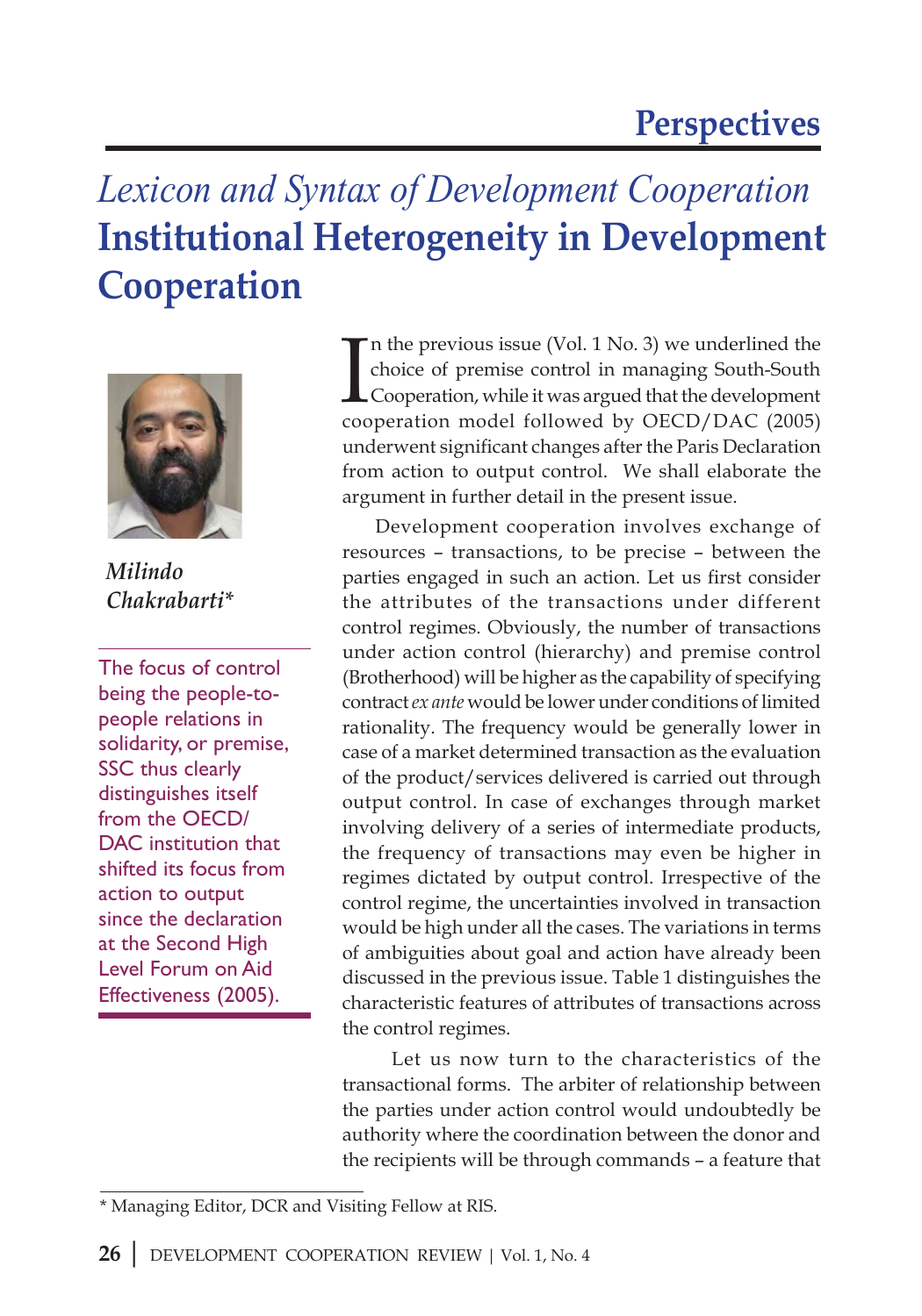# Perspectives

*Lexicon and Syntax of Development Cooperation*

# Institutional Heterogeneity in Development Cooperation

*Milindo Chakrabarti**

> The focus of control being the people-to-people relations in solidarity, or premise, SSC thus clearly distinguishes itself from the OECD/DAC institution that shifted its focus from action to output since the declaration at the Second High Level Forum on Aid Effectiveness (2005).

In the previous issue (Vol. 1 No. 3) we underlined the choice of premise control in managing South-South Cooperation, while it was argued that the development cooperation model followed by OECD/DAC (2005) underwent significant changes after the Paris Declaration from action to output control. We shall elaborate the argument in further detail in the present issue.

Development cooperation involves exchange of resources – transactions, to be precise – between the parties engaged in such an action. Let us first consider the attributes of the transactions under different control regimes. Obviously, the number of transactions under action control (hierarchy) and premise control (Brotherhood) will be higher as the capability of specifying contract *ex ante* would be lower under conditions of limited rationality. The frequency would be generally lower in case of a market determined transaction as the evaluation of the product/services delivered is carried out through output control. In case of exchanges through market involving delivery of a series of intermediate products, the frequency of transactions may even be higher in regimes dictated by output control. Irrespective of the control regime, the uncertainties involved in transaction would be high under all the cases. The variations in terms of ambiguities about goal and action have already been discussed in the previous issue. Table 1 distinguishes the characteristic features of attributes of transactions across the control regimes.

Let us now turn to the characteristics of the transactional forms. The arbiter of relationship between the parties under action control would undoubtedly be authority where the coordination between the donor and the recipients will be through commands – a feature that

* Managing Editor, DCR and Visiting Fellow at RIS.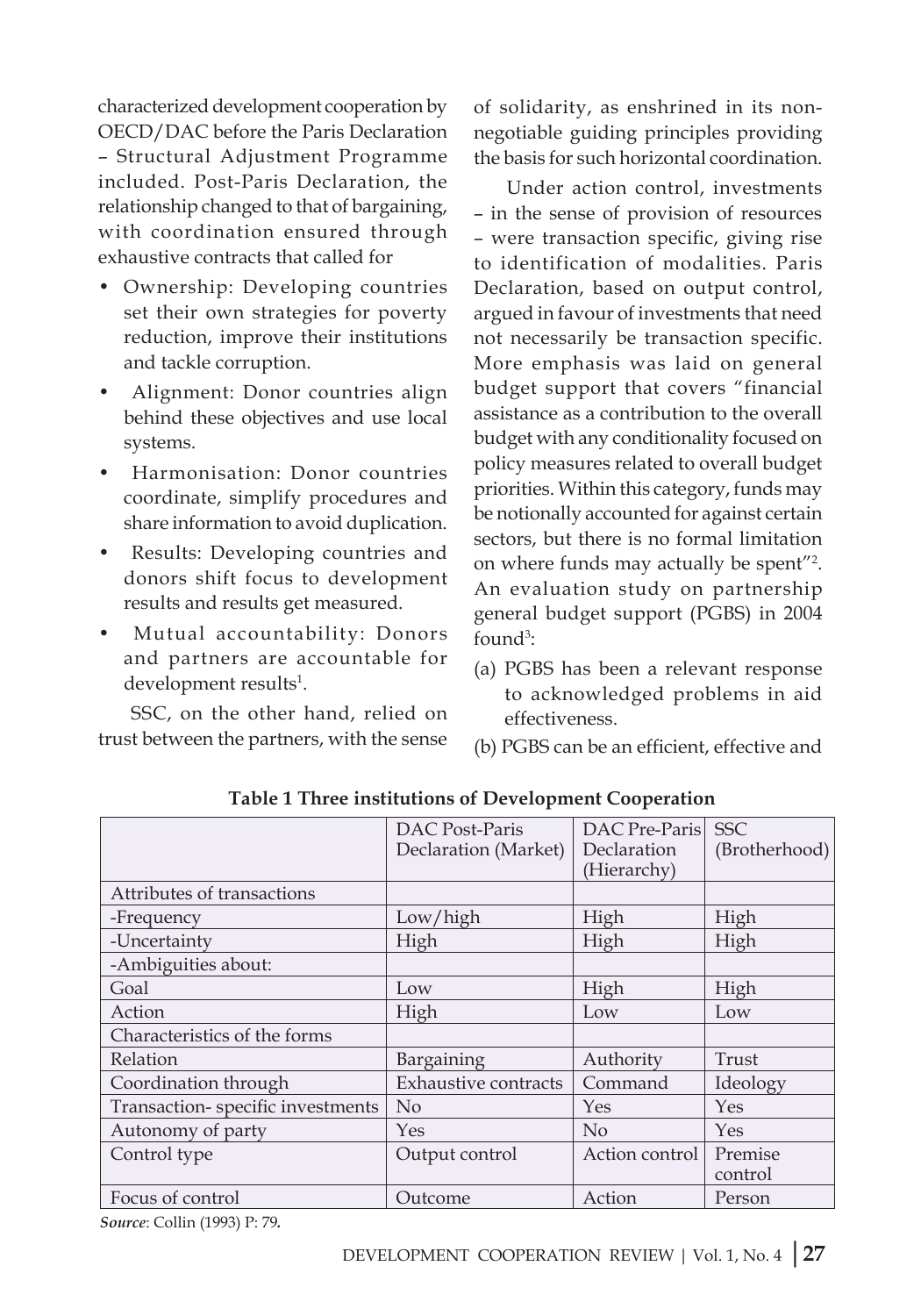characterized development cooperation by OECD/DAC before the Paris Declaration – Structural Adjustment Programme included. Post-Paris Declaration, the relationship changed to that of bargaining, with coordination ensured through exhaustive contracts that called for

- Ownership: Developing countries set their own strategies for poverty reduction, improve their institutions and tackle corruption.
- Alignment: Donor countries align behind these objectives and use local systems.
- Harmonisation: Donor countries coordinate, simplify procedures and share information to avoid duplication.
- Results: Developing countries and donors shift focus to development results and results get measured.
- Mutual accountability: Donors and partners are accountable for development results[1].

SSC, on the other hand, relied on trust between the partners, with the sense of solidarity, as enshrined in its non-negotiable guiding principles providing the basis for such horizontal coordination.

Under action control, investments – in the sense of provision of resources – were transaction specific, giving rise to identification of modalities. Paris Declaration, based on output control, argued in favour of investments that need not necessarily be transaction specific. More emphasis was laid on general budget support that covers "financial assistance as a contribution to the overall budget with any conditionality focused on policy measures related to overall budget priorities. Within this category, funds may be notionally accounted for against certain sectors, but there is no formal limitation on where funds may actually be spent"[2]. An evaluation study on partnership general budget support (PGBS) in 2004 found[3]:

(a) PGBS has been a relevant response to acknowledged problems in aid effectiveness.

(b) PGBS can be an efficient, effective and

**Table 1 Three institutions of Development Cooperation**

| | DAC Post-Paris Declaration (Market) | DAC Pre-Paris Declaration (Hierarchy) | SSC (Brotherhood) |
|---|---|---|---|
| Attributes of transactions | | | |
| -Frequency | Low/high | High | High |
| -Uncertainty | High | High | High |
| -Ambiguities about: | | | |
| Goal | Low | High | High |
| Action | High | Low | Low |
| Characteristics of the forms | | | |
| Relation | Bargaining | Authority | Trust |
| Coordination through | Exhaustive contracts | Command | Ideology |
| Transaction- specific investments | No | Yes | Yes |
| Autonomy of party | Yes | No | Yes |
| Control type | Output control | Action control | Premise control |
| Focus of control | Outcome | Action | Person |

*Source*: Collin (1993) P: 79.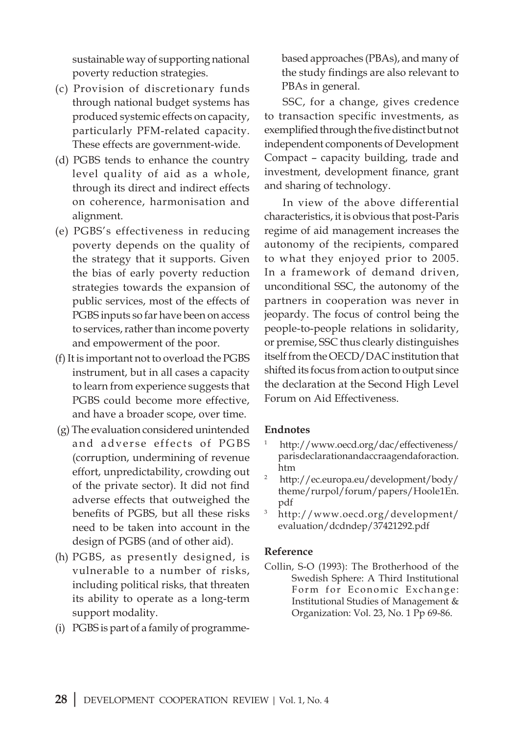sustainable way of supporting national poverty reduction strategies.

(c) Provision of discretionary funds through national budget systems has produced systemic effects on capacity, particularly PFM-related capacity. These effects are government-wide.

(d) PGBS tends to enhance the country level quality of aid as a whole, through its direct and indirect effects on coherence, harmonisation and alignment.

(e) PGBS's effectiveness in reducing poverty depends on the quality of the strategy that it supports. Given the bias of early poverty reduction strategies towards the expansion of public services, most of the effects of PGBS inputs so far have been on access to services, rather than income poverty and empowerment of the poor.

(f) It is important not to overload the PGBS instrument, but in all cases a capacity to learn from experience suggests that PGBS could become more effective, and have a broader scope, over time.

(g) The evaluation considered unintended and adverse effects of PGBS (corruption, undermining of revenue effort, unpredictability, crowding out of the private sector). It did not find adverse effects that outweighed the benefits of PGBS, but all these risks need to be taken into account in the design of PGBS (and of other aid).

(h) PGBS, as presently designed, is vulnerable to a number of risks, including political risks, that threaten its ability to operate as a long-term support modality.

(i) PGBS is part of a family of programme-based approaches (PBAs), and many of the study findings are also relevant to PBAs in general.

SSC, for a change, gives credence to transaction specific investments, as exemplified through the five distinct but not independent components of Development Compact – capacity building, trade and investment, development finance, grant and sharing of technology.

In view of the above differential characteristics, it is obvious that post-Paris regime of aid management increases the autonomy of the recipients, compared to what they enjoyed prior to 2005. In a framework of demand driven, unconditional SSC, the autonomy of the partners in cooperation was never in jeopardy. The focus of control being the people-to-people relations in solidarity, or premise, SSC thus clearly distinguishes itself from the OECD/DAC institution that shifted its focus from action to output since the declaration at the Second High Level Forum on Aid Effectiveness.

#### Endnotes

[1] http://www.oecd.org/dac/effectiveness/parisdeclarationandaccraagendaforaction.htm

[2] http://ec.europa.eu/development/body/theme/rurpol/forum/papers/Hoole1En.pdf

[3] http://www.oecd.org/development/evaluation/dcdndep/37421292.pdf

#### Reference

Collin, S-O (1993): The Brotherhood of the Swedish Sphere: A Third Institutional Form for Economic Exchange: Institutional Studies of Management & Organization: Vol. 23, No. 1 Pp 69-86.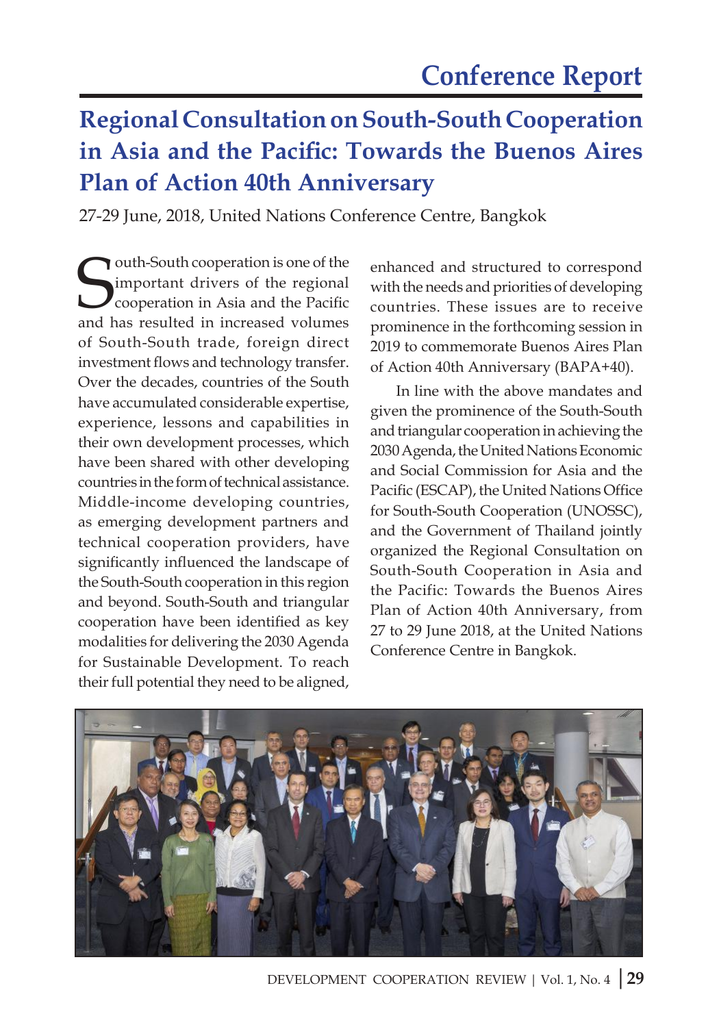# Conference Report

## Regional Consultation on South-South Cooperation in Asia and the Pacific: Towards the Buenos Aires Plan of Action 40th Anniversary

27-29 June, 2018, United Nations Conference Centre, Bangkok

South-South cooperation is one of the important drivers of the regional cooperation in Asia and the Pacific and has resulted in increased volumes of South-South trade, foreign direct investment flows and technology transfer. Over the decades, countries of the South have accumulated considerable expertise, experience, lessons and capabilities in their own development processes, which have been shared with other developing countries in the form of technical assistance. Middle-income developing countries, as emerging development partners and technical cooperation providers, have significantly influenced the landscape of the South-South cooperation in this region and beyond. South-South and triangular cooperation have been identified as key modalities for delivering the 2030 Agenda for Sustainable Development. To reach their full potential they need to be aligned, enhanced and structured to correspond with the needs and priorities of developing countries. These issues are to receive prominence in the forthcoming session in 2019 to commemorate Buenos Aires Plan of Action 40th Anniversary (BAPA+40).

In line with the above mandates and given the prominence of the South-South and triangular cooperation in achieving the 2030 Agenda, the United Nations Economic and Social Commission for Asia and the Pacific (ESCAP), the United Nations Office for South-South Cooperation (UNOSSC), and the Government of Thailand jointly organized the Regional Consultation on South-South Cooperation in Asia and the Pacific: Towards the Buenos Aires Plan of Action 40th Anniversary, from 27 to 29 June 2018, at the United Nations Conference Centre in Bangkok.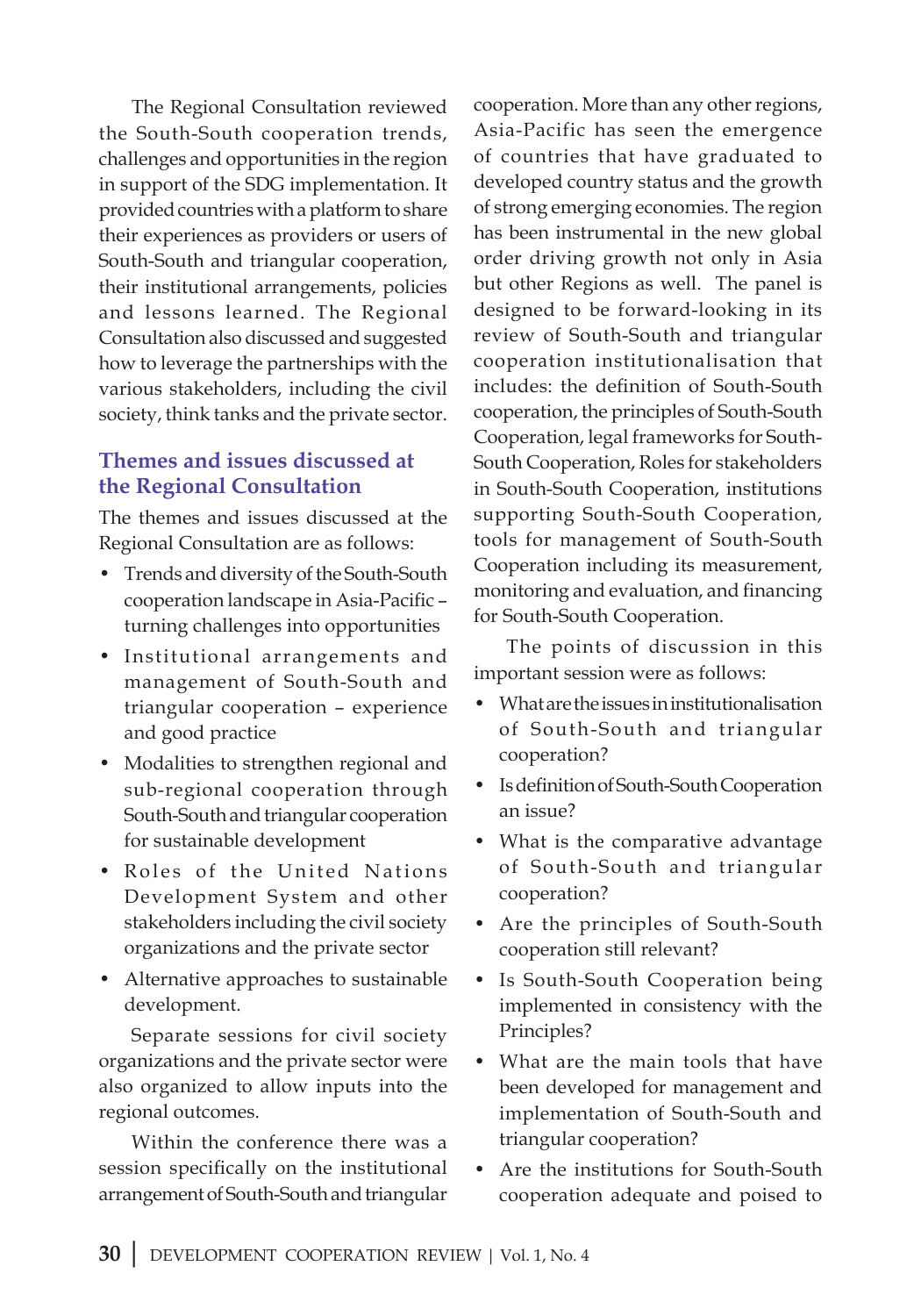The Regional Consultation reviewed the South-South cooperation trends, challenges and opportunities in the region in support of the SDG implementation. It provided countries with a platform to share their experiences as providers or users of South-South and triangular cooperation, their institutional arrangements, policies and lessons learned. The Regional Consultation also discussed and suggested how to leverage the partnerships with the various stakeholders, including the civil society, think tanks and the private sector.

## Themes and issues discussed at the Regional Consultation

The themes and issues discussed at the Regional Consultation are as follows:

- Trends and diversity of the South-South cooperation landscape in Asia-Pacific – turning challenges into opportunities
- Institutional arrangements and management of South-South and triangular cooperation – experience and good practice
- Modalities to strengthen regional and sub-regional cooperation through South-South and triangular cooperation for sustainable development
- Roles of the United Nations Development System and other stakeholders including the civil society organizations and the private sector
- Alternative approaches to sustainable development.

Separate sessions for civil society organizations and the private sector were also organized to allow inputs into the regional outcomes.

Within the conference there was a session specifically on the institutional arrangement of South-South and triangular cooperation. More than any other regions, Asia-Pacific has seen the emergence of countries that have graduated to developed country status and the growth of strong emerging economies. The region has been instrumental in the new global order driving growth not only in Asia but other Regions as well. The panel is designed to be forward-looking in its review of South-South and triangular cooperation institutionalisation that includes: the definition of South-South cooperation, the principles of South-South Cooperation, legal frameworks for South-South Cooperation, Roles for stakeholders in South-South Cooperation, institutions supporting South-South Cooperation, tools for management of South-South Cooperation including its measurement, monitoring and evaluation, and financing for South-South Cooperation.

The points of discussion in this important session were as follows:

- What are the issues in institutionalisation of South-South and triangular cooperation?
- Is definition of South-South Cooperation an issue?
- What is the comparative advantage of South-South and triangular cooperation?
- Are the principles of South-South cooperation still relevant?
- Is South-South Cooperation being implemented in consistency with the Principles?
- What are the main tools that have been developed for management and implementation of South-South and triangular cooperation?
- Are the institutions for South-South cooperation adequate and poised to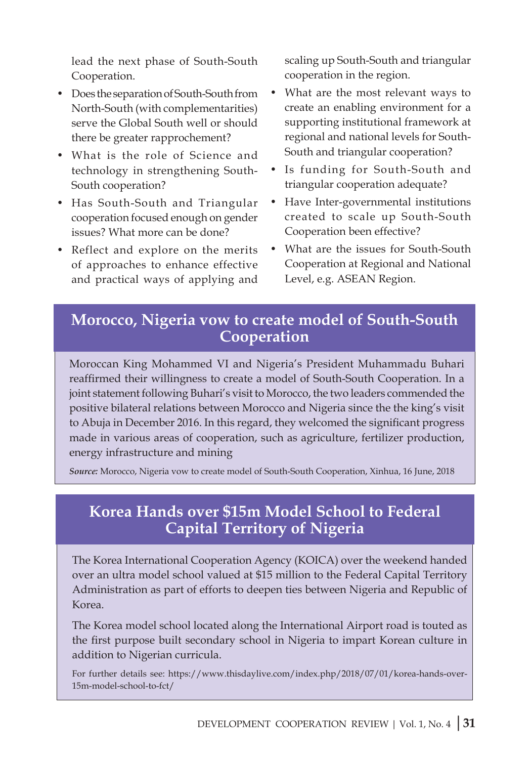lead the next phase of South-South Cooperation.

- Does the separation of South-South from North-South (with complementarities) serve the Global South well or should there be greater rapprochement?
- What is the role of Science and technology in strengthening South-South cooperation?
- Has South-South and Triangular cooperation focused enough on gender issues? What more can be done?
- Reflect and explore on the merits of approaches to enhance effective and practical ways of applying and scaling up South-South and triangular cooperation in the region.
- What are the most relevant ways to create an enabling environment for a supporting institutional framework at regional and national levels for South-South and triangular cooperation?
- Is funding for South-South and triangular cooperation adequate?
- Have Inter-governmental institutions created to scale up South-South Cooperation been effective?
- What are the issues for South-South Cooperation at Regional and National Level, e.g. ASEAN Region.

## Morocco, Nigeria vow to create model of South-South Cooperation

Moroccan King Mohammed VI and Nigeria's President Muhammadu Buhari reaffirmed their willingness to create a model of South-South Cooperation. In a joint statement following Buhari's visit to Morocco, the two leaders commended the positive bilateral relations between Morocco and Nigeria since the the king's visit to Abuja in December 2016. In this regard, they welcomed the significant progress made in various areas of cooperation, such as agriculture, fertilizer production, energy infrastructure and mining

***Source:*** Morocco, Nigeria vow to create model of South-South Cooperation, Xinhua, 16 June, 2018

## Korea Hands over $15m Model School to Federal Capital Territory of Nigeria

The Korea International Cooperation Agency (KOICA) over the weekend handed over an ultra model school valued at $15 million to the Federal Capital Territory Administration as part of efforts to deepen ties between Nigeria and Republic of Korea.

The Korea model school located along the International Airport road is touted as the first purpose built secondary school in Nigeria to impart Korean culture in addition to Nigerian curricula.

For further details see: https://www.thisdaylive.com/index.php/2018/07/01/korea-hands-over-15m-model-school-to-fct/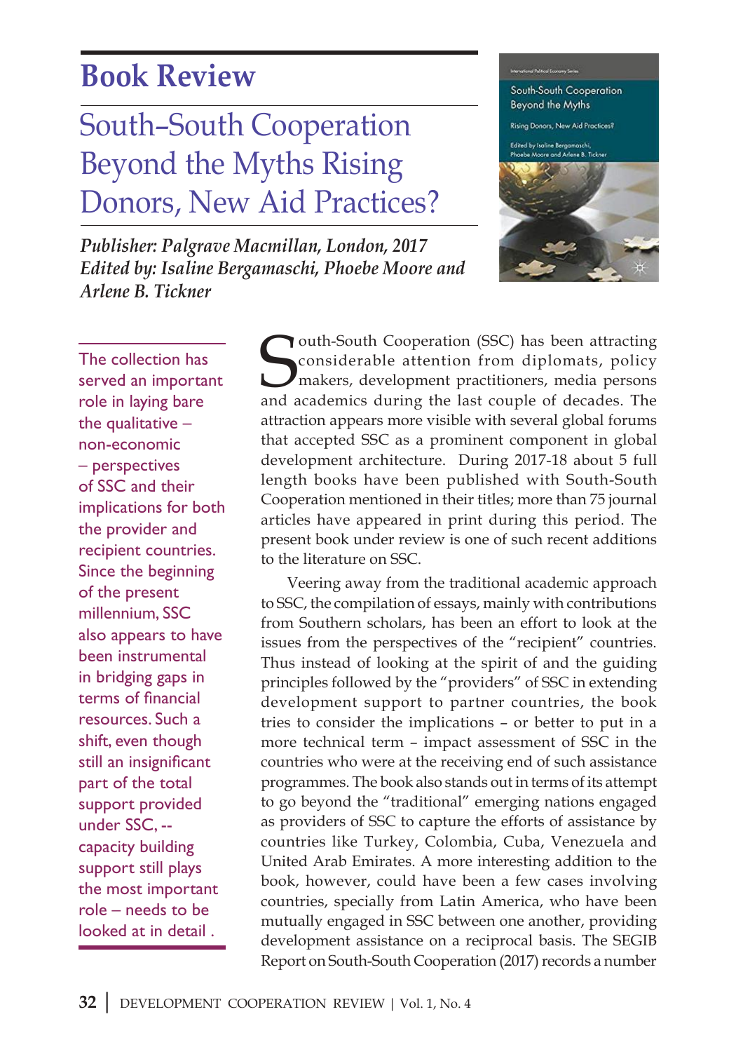# Book Review

## South-South Cooperation Beyond the Myths Rising Donors, New Aid Practices?

*Publisher: Palgrave Macmillan, London, 2017*
*Edited by: Isaline Bergamaschi, Phoebe Moore and Arlene B. Tickner*

> The collection has served an important role in laying bare the qualitative – non-economic – perspectives of SSC and their implications for both the provider and recipient countries. Since the beginning of the present millennium, SSC also appears to have been instrumental in bridging gaps in terms of financial resources. Such a shift, even though still an insignificant part of the total support provided under SSC, -- capacity building support still plays the most important role – needs to be looked at in detail .

South-South Cooperation (SSC) has been attracting considerable attention from diplomats, policy makers, development practitioners, media persons and academics during the last couple of decades. The attraction appears more visible with several global forums that accepted SSC as a prominent component in global development architecture. During 2017-18 about 5 full length books have been published with South-South Cooperation mentioned in their titles; more than 75 journal articles have appeared in print during this period. The present book under review is one of such recent additions to the literature on SSC.

Veering away from the traditional academic approach to SSC, the compilation of essays, mainly with contributions from Southern scholars, has been an effort to look at the issues from the perspectives of the "recipient" countries. Thus instead of looking at the spirit of and the guiding principles followed by the "providers" of SSC in extending development support to partner countries, the book tries to consider the implications – or better to put in a more technical term – impact assessment of SSC in the countries who were at the receiving end of such assistance programmes. The book also stands out in terms of its attempt to go beyond the "traditional" emerging nations engaged as providers of SSC to capture the efforts of assistance by countries like Turkey, Colombia, Cuba, Venezuela and United Arab Emirates. A more interesting addition to the book, however, could have been a few cases involving countries, specially from Latin America, who have been mutually engaged in SSC between one another, providing development assistance on a reciprocal basis. The SEGIB Report on South-South Cooperation (2017) records a number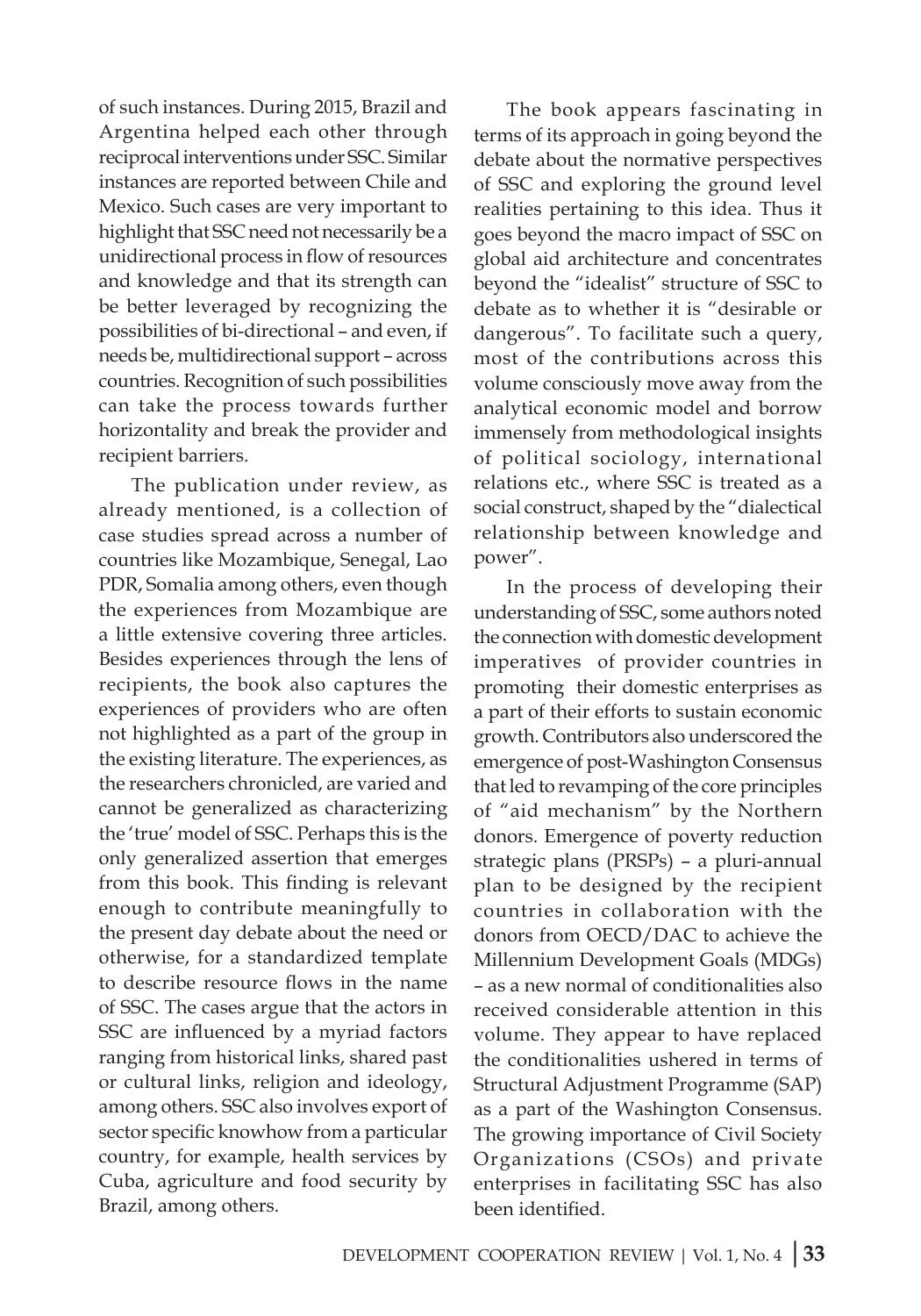of such instances. During 2015, Brazil and Argentina helped each other through reciprocal interventions under SSC. Similar instances are reported between Chile and Mexico. Such cases are very important to highlight that SSC need not necessarily be a unidirectional process in flow of resources and knowledge and that its strength can be better leveraged by recognizing the possibilities of bi-directional – and even, if needs be, multidirectional support – across countries. Recognition of such possibilities can take the process towards further horizontality and break the provider and recipient barriers.

The publication under review, as already mentioned, is a collection of case studies spread across a number of countries like Mozambique, Senegal, Lao PDR, Somalia among others, even though the experiences from Mozambique are a little extensive covering three articles. Besides experiences through the lens of recipients, the book also captures the experiences of providers who are often not highlighted as a part of the group in the existing literature. The experiences, as the researchers chronicled, are varied and cannot be generalized as characterizing the 'true' model of SSC. Perhaps this is the only generalized assertion that emerges from this book. This finding is relevant enough to contribute meaningfully to the present day debate about the need or otherwise, for a standardized template to describe resource flows in the name of SSC. The cases argue that the actors in SSC are influenced by a myriad factors ranging from historical links, shared past or cultural links, religion and ideology, among others. SSC also involves export of sector specific knowhow from a particular country, for example, health services by Cuba, agriculture and food security by Brazil, among others.

The book appears fascinating in terms of its approach in going beyond the debate about the normative perspectives of SSC and exploring the ground level realities pertaining to this idea. Thus it goes beyond the macro impact of SSC on global aid architecture and concentrates beyond the "idealist" structure of SSC to debate as to whether it is "desirable or dangerous". To facilitate such a query, most of the contributions across this volume consciously move away from the analytical economic model and borrow immensely from methodological insights of political sociology, international relations etc., where SSC is treated as a social construct, shaped by the "dialectical relationship between knowledge and power".

In the process of developing their understanding of SSC, some authors noted the connection with domestic development imperatives of provider countries in promoting their domestic enterprises as a part of their efforts to sustain economic growth. Contributors also underscored the emergence of post-Washington Consensus that led to revamping of the core principles of "aid mechanism" by the Northern donors. Emergence of poverty reduction strategic plans (PRSPs) – a pluri-annual plan to be designed by the recipient countries in collaboration with the donors from OECD/DAC to achieve the Millennium Development Goals (MDGs) – as a new normal of conditionalities also received considerable attention in this volume. They appear to have replaced the conditionalities ushered in terms of Structural Adjustment Programme (SAP) as a part of the Washington Consensus. The growing importance of Civil Society Organizations (CSOs) and private enterprises in facilitating SSC has also been identified.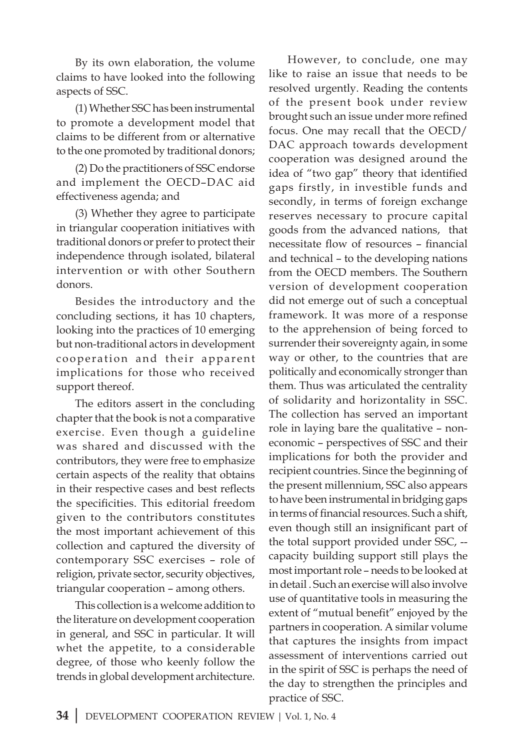By its own elaboration, the volume claims to have looked into the following aspects of SSC.

(1) Whether SSC has been instrumental to promote a development model that claims to be different from or alternative to the one promoted by traditional donors;

(2) Do the practitioners of SSC endorse and implement the OECD–DAC aid effectiveness agenda; and

(3) Whether they agree to participate in triangular cooperation initiatives with traditional donors or prefer to protect their independence through isolated, bilateral intervention or with other Southern donors.

Besides the introductory and the concluding sections, it has 10 chapters, looking into the practices of 10 emerging but non-traditional actors in development cooperation and their apparent implications for those who received support thereof.

The editors assert in the concluding chapter that the book is not a comparative exercise. Even though a guideline was shared and discussed with the contributors, they were free to emphasize certain aspects of the reality that obtains in their respective cases and best reflects the specificities. This editorial freedom given to the contributors constitutes the most important achievement of this collection and captured the diversity of contemporary SSC exercises – role of religion, private sector, security objectives, triangular cooperation – among others.

This collection is a welcome addition to the literature on development cooperation in general, and SSC in particular. It will whet the appetite, to a considerable degree, of those who keenly follow the trends in global development architecture.

However, to conclude, one may like to raise an issue that needs to be resolved urgently. Reading the contents of the present book under review brought such an issue under more refined focus. One may recall that the OECD/DAC approach towards development cooperation was designed around the idea of "two gap" theory that identified gaps firstly, in investible funds and secondly, in terms of foreign exchange reserves necessary to procure capital goods from the advanced nations, that necessitate flow of resources – financial and technical – to the developing nations from the OECD members. The Southern version of development cooperation did not emerge out of such a conceptual framework. It was more of a response to the apprehension of being forced to surrender their sovereignty again, in some way or other, to the countries that are politically and economically stronger than them. Thus was articulated the centrality of solidarity and horizontality in SSC. The collection has served an important role in laying bare the qualitative – non-economic – perspectives of SSC and their implications for both the provider and recipient countries. Since the beginning of the present millennium, SSC also appears to have been instrumental in bridging gaps in terms of financial resources. Such a shift, even though still an insignificant part of the total support provided under SSC, -- capacity building support still plays the most important role – needs to be looked at in detail . Such an exercise will also involve use of quantitative tools in measuring the extent of "mutual benefit" enjoyed by the partners in cooperation. A similar volume that captures the insights from impact assessment of interventions carried out in the spirit of SSC is perhaps the need of the day to strengthen the principles and practice of SSC.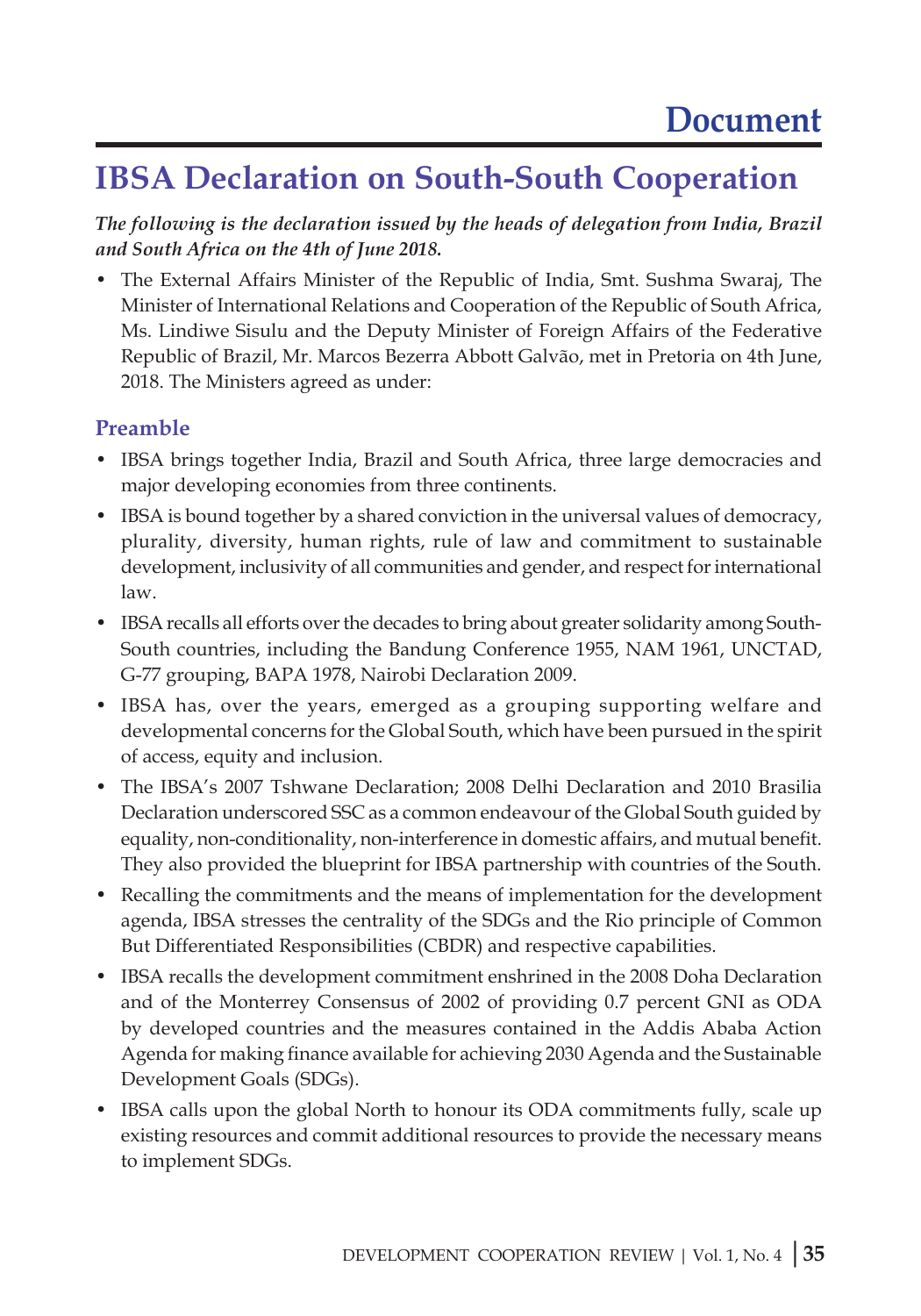# Document

## IBSA Declaration on South-South Cooperation

***The following is the declaration issued by the heads of delegation from India, Brazil and South Africa on the 4th of June 2018.***

- The External Affairs Minister of the Republic of India, Smt. Sushma Swaraj, The Minister of International Relations and Cooperation of the Republic of South Africa, Ms. Lindiwe Sisulu and the Deputy Minister of Foreign Affairs of the Federative Republic of Brazil, Mr. Marcos Bezerra Abbott Galvão, met in Pretoria on 4th June, 2018. The Ministers agreed as under:

### Preamble

- IBSA brings together India, Brazil and South Africa, three large democracies and major developing economies from three continents.
- IBSA is bound together by a shared conviction in the universal values of democracy, plurality, diversity, human rights, rule of law and commitment to sustainable development, inclusivity of all communities and gender, and respect for international law.
- IBSA recalls all efforts over the decades to bring about greater solidarity among South-South countries, including the Bandung Conference 1955, NAM 1961, UNCTAD, G-77 grouping, BAPA 1978, Nairobi Declaration 2009.
- IBSA has, over the years, emerged as a grouping supporting welfare and developmental concerns for the Global South, which have been pursued in the spirit of access, equity and inclusion.
- The IBSA's 2007 Tshwane Declaration; 2008 Delhi Declaration and 2010 Brasilia Declaration underscored SSC as a common endeavour of the Global South guided by equality, non-conditionality, non-interference in domestic affairs, and mutual benefit. They also provided the blueprint for IBSA partnership with countries of the South.
- Recalling the commitments and the means of implementation for the development agenda, IBSA stresses the centrality of the SDGs and the Rio principle of Common But Differentiated Responsibilities (CBDR) and respective capabilities.
- IBSA recalls the development commitment enshrined in the 2008 Doha Declaration and of the Monterrey Consensus of 2002 of providing 0.7 percent GNI as ODA by developed countries and the measures contained in the Addis Ababa Action Agenda for making finance available for achieving 2030 Agenda and the Sustainable Development Goals (SDGs).
- IBSA calls upon the global North to honour its ODA commitments fully, scale up existing resources and commit additional resources to provide the necessary means to implement SDGs.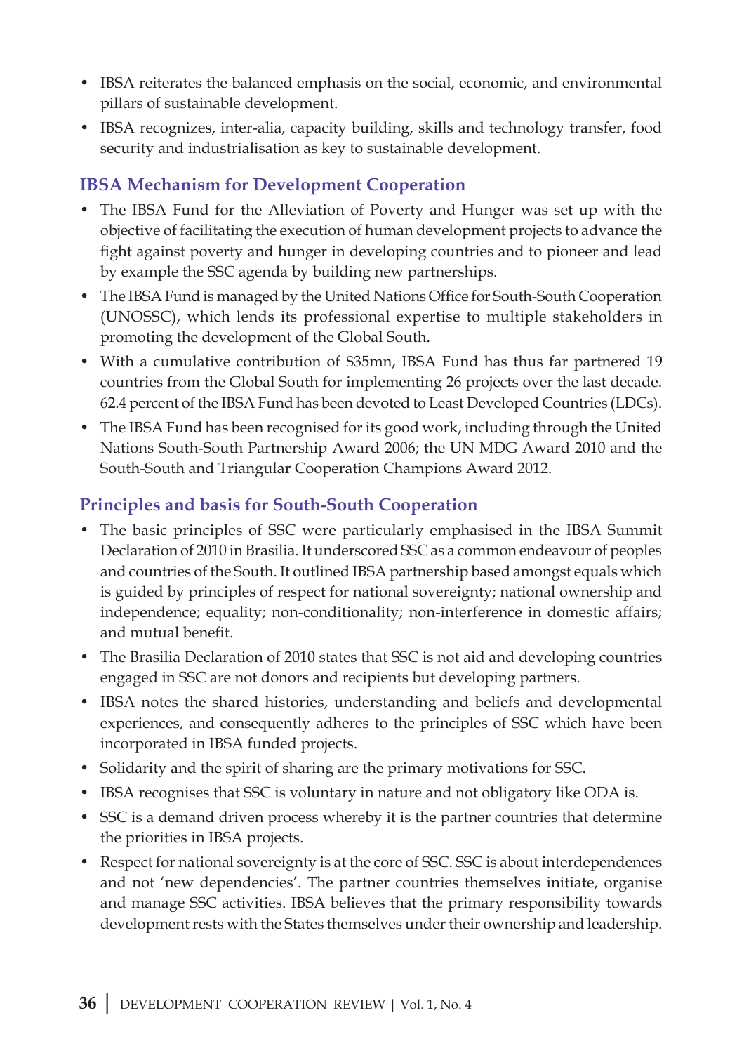- IBSA reiterates the balanced emphasis on the social, economic, and environmental pillars of sustainable development.
- IBSA recognizes, inter-alia, capacity building, skills and technology transfer, food security and industrialisation as key to sustainable development.

### IBSA Mechanism for Development Cooperation

- The IBSA Fund for the Alleviation of Poverty and Hunger was set up with the objective of facilitating the execution of human development projects to advance the fight against poverty and hunger in developing countries and to pioneer and lead by example the SSC agenda by building new partnerships.
- The IBSA Fund is managed by the United Nations Office for South-South Cooperation (UNOSSC), which lends its professional expertise to multiple stakeholders in promoting the development of the Global South.
- With a cumulative contribution of $35mn, IBSA Fund has thus far partnered 19 countries from the Global South for implementing 26 projects over the last decade. 62.4 percent of the IBSA Fund has been devoted to Least Developed Countries (LDCs).
- The IBSA Fund has been recognised for its good work, including through the United Nations South-South Partnership Award 2006; the UN MDG Award 2010 and the South-South and Triangular Cooperation Champions Award 2012.

### Principles and basis for South-South Cooperation

- The basic principles of SSC were particularly emphasised in the IBSA Summit Declaration of 2010 in Brasilia. It underscored SSC as a common endeavour of peoples and countries of the South. It outlined IBSA partnership based amongst equals which is guided by principles of respect for national sovereignty; national ownership and independence; equality; non-conditionality; non-interference in domestic affairs; and mutual benefit.
- The Brasilia Declaration of 2010 states that SSC is not aid and developing countries engaged in SSC are not donors and recipients but developing partners.
- IBSA notes the shared histories, understanding and beliefs and developmental experiences, and consequently adheres to the principles of SSC which have been incorporated in IBSA funded projects.
- Solidarity and the spirit of sharing are the primary motivations for SSC.
- IBSA recognises that SSC is voluntary in nature and not obligatory like ODA is.
- SSC is a demand driven process whereby it is the partner countries that determine the priorities in IBSA projects.
- Respect for national sovereignty is at the core of SSC. SSC is about interdependences and not 'new dependencies'. The partner countries themselves initiate, organise and manage SSC activities. IBSA believes that the primary responsibility towards development rests with the States themselves under their ownership and leadership.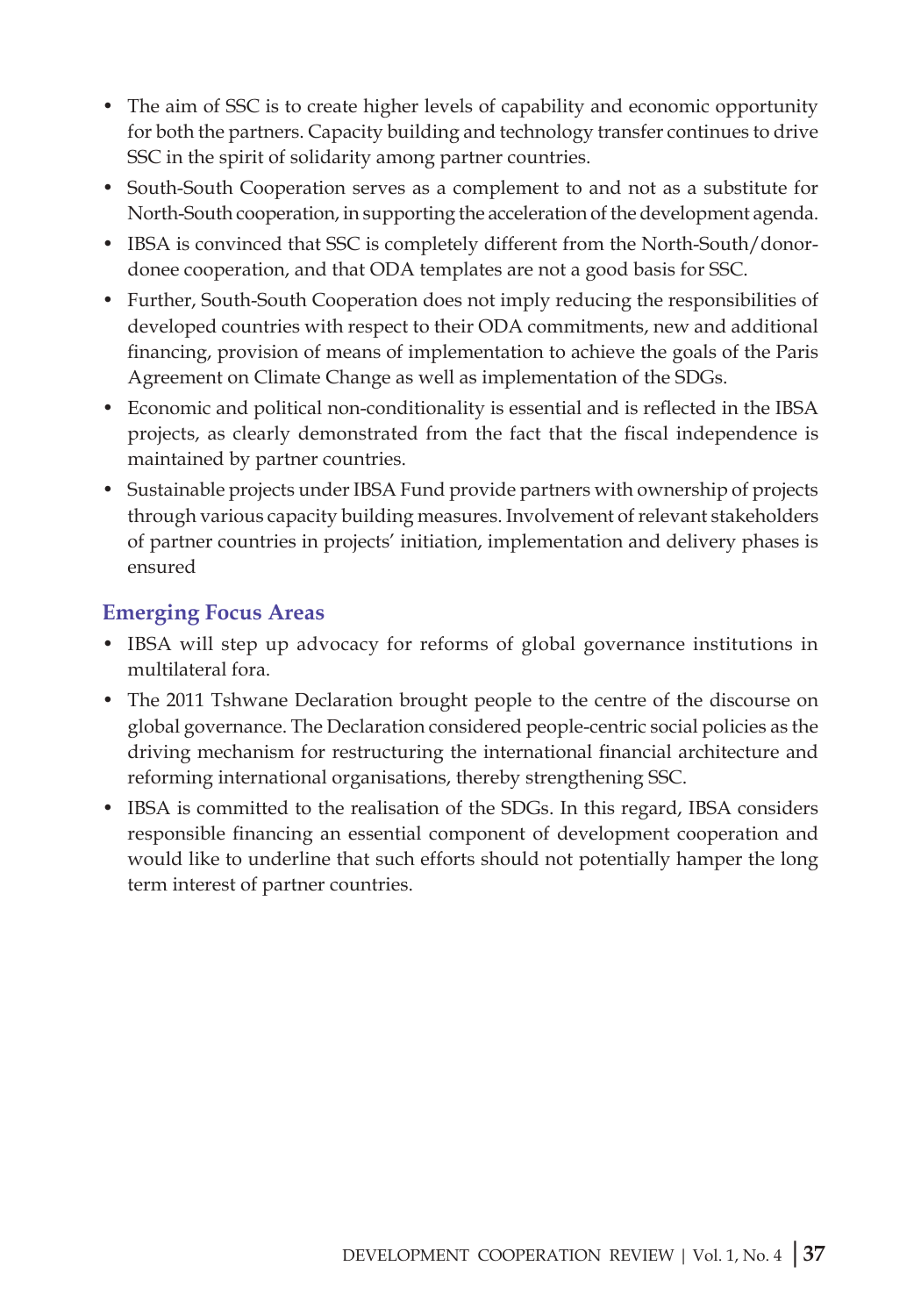- The aim of SSC is to create higher levels of capability and economic opportunity for both the partners. Capacity building and technology transfer continues to drive SSC in the spirit of solidarity among partner countries.
- South-South Cooperation serves as a complement to and not as a substitute for North-South cooperation, in supporting the acceleration of the development agenda.
- IBSA is convinced that SSC is completely different from the North-South/donor-donee cooperation, and that ODA templates are not a good basis for SSC.
- Further, South-South Cooperation does not imply reducing the responsibilities of developed countries with respect to their ODA commitments, new and additional financing, provision of means of implementation to achieve the goals of the Paris Agreement on Climate Change as well as implementation of the SDGs.
- Economic and political non-conditionality is essential and is reflected in the IBSA projects, as clearly demonstrated from the fact that the fiscal independence is maintained by partner countries.
- Sustainable projects under IBSA Fund provide partners with ownership of projects through various capacity building measures. Involvement of relevant stakeholders of partner countries in projects' initiation, implementation and delivery phases is ensured

### Emerging Focus Areas

- IBSA will step up advocacy for reforms of global governance institutions in multilateral fora.
- The 2011 Tshwane Declaration brought people to the centre of the discourse on global governance. The Declaration considered people-centric social policies as the driving mechanism for restructuring the international financial architecture and reforming international organisations, thereby strengthening SSC.
- IBSA is committed to the realisation of the SDGs. In this regard, IBSA considers responsible financing an essential component of development cooperation and would like to underline that such efforts should not potentially hamper the long term interest of partner countries.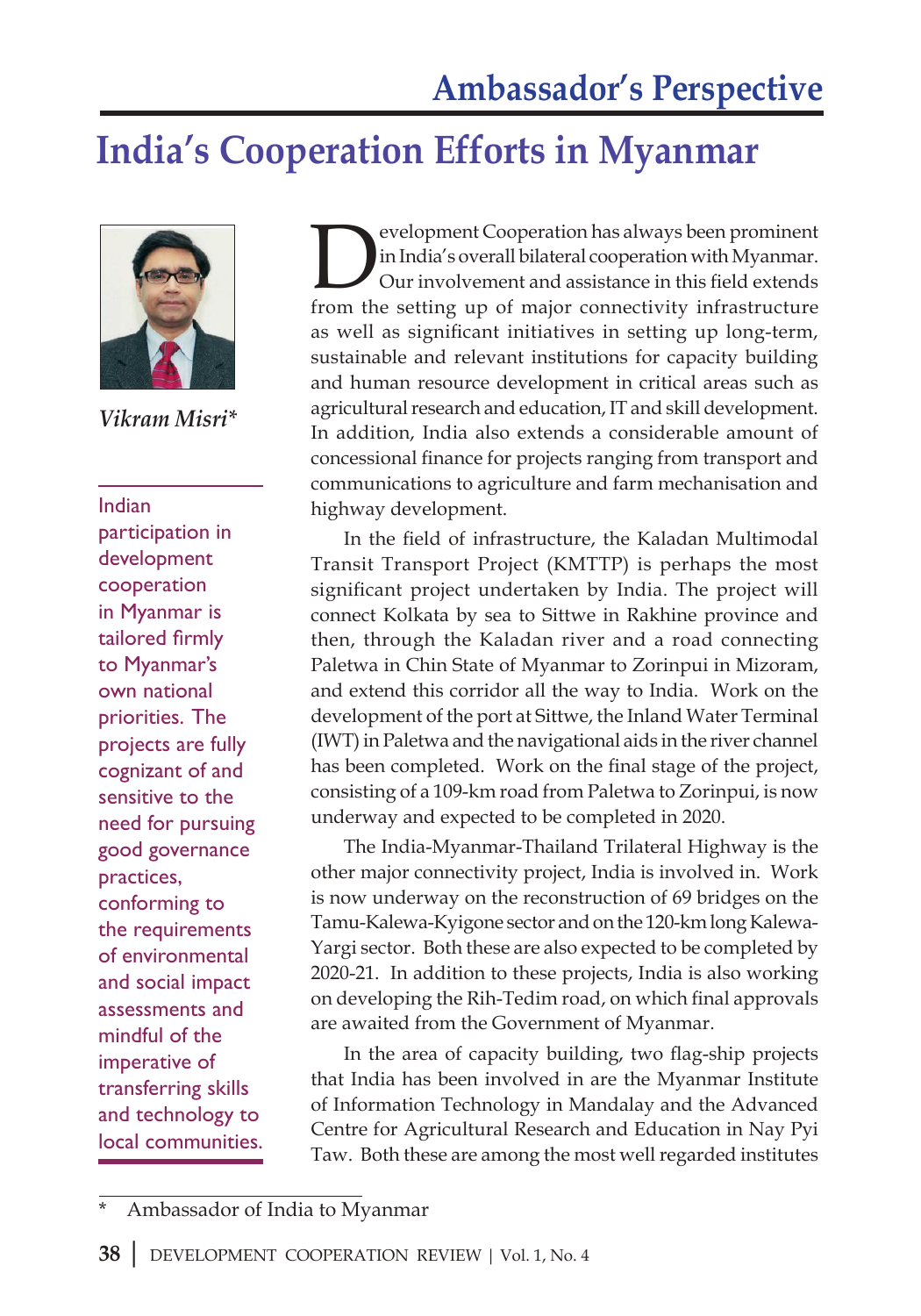## Ambassador's Perspective

# India's Cooperation Efforts in Myanmar

*Vikram Misri**

Indian participation in development cooperation in Myanmar is tailored firmly to Myanmar's own national priorities. The projects are fully cognizant of and sensitive to the need for pursuing good governance practices, conforming to the requirements of environmental and social impact assessments and mindful of the imperative of transferring skills and technology to local communities.

Development Cooperation has always been prominent in India's overall bilateral cooperation with Myanmar. Our involvement and assistance in this field extends from the setting up of major connectivity infrastructure as well as significant initiatives in setting up long-term, sustainable and relevant institutions for capacity building and human resource development in critical areas such as agricultural research and education, IT and skill development. In addition, India also extends a considerable amount of concessional finance for projects ranging from transport and communications to agriculture and farm mechanisation and highway development.

In the field of infrastructure, the Kaladan Multimodal Transit Transport Project (KMTTP) is perhaps the most significant project undertaken by India. The project will connect Kolkata by sea to Sittwe in Rakhine province and then, through the Kaladan river and a road connecting Paletwa in Chin State of Myanmar to Zorinpui in Mizoram, and extend this corridor all the way to India. Work on the development of the port at Sittwe, the Inland Water Terminal (IWT) in Paletwa and the navigational aids in the river channel has been completed. Work on the final stage of the project, consisting of a 109-km road from Paletwa to Zorinpui, is now underway and expected to be completed in 2020.

The India-Myanmar-Thailand Trilateral Highway is the other major connectivity project, India is involved in. Work is now underway on the reconstruction of 69 bridges on the Tamu-Kalewa-Kyigone sector and on the 120-km long Kalewa-Yargi sector. Both these are also expected to be completed by 2020-21. In addition to these projects, India is also working on developing the Rih-Tedim road, on which final approvals are awaited from the Government of Myanmar.

In the area of capacity building, two flag-ship projects that India has been involved in are the Myanmar Institute of Information Technology in Mandalay and the Advanced Centre for Agricultural Research and Education in Nay Pyi Taw. Both these are among the most well regarded institutes

\* Ambassador of India to Myanmar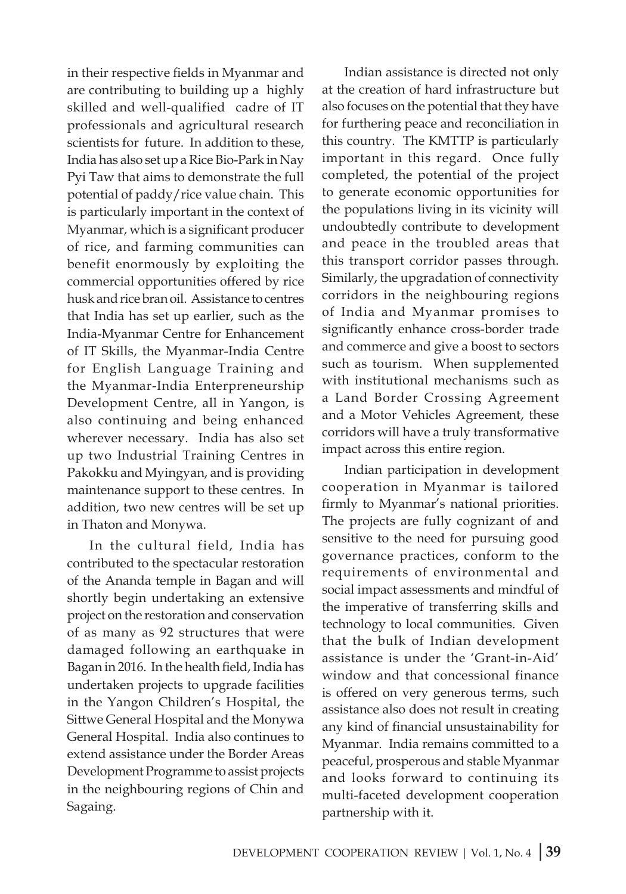in their respective fields in Myanmar and are contributing to building up a highly skilled and well-qualified cadre of IT professionals and agricultural research scientists for future. In addition to these, India has also set up a Rice Bio-Park in Nay Pyi Taw that aims to demonstrate the full potential of paddy/rice value chain. This is particularly important in the context of Myanmar, which is a significant producer of rice, and farming communities can benefit enormously by exploiting the commercial opportunities offered by rice husk and rice bran oil. Assistance to centres that India has set up earlier, such as the India-Myanmar Centre for Enhancement of IT Skills, the Myanmar-India Centre for English Language Training and the Myanmar-India Enterpreneurship Development Centre, all in Yangon, is also continuing and being enhanced wherever necessary. India has also set up two Industrial Training Centres in Pakokku and Myingyan, and is providing maintenance support to these centres. In addition, two new centres will be set up in Thaton and Monywa.

In the cultural field, India has contributed to the spectacular restoration of the Ananda temple in Bagan and will shortly begin undertaking an extensive project on the restoration and conservation of as many as 92 structures that were damaged following an earthquake in Bagan in 2016. In the health field, India has undertaken projects to upgrade facilities in the Yangon Children's Hospital, the Sittwe General Hospital and the Monywa General Hospital. India also continues to extend assistance under the Border Areas Development Programme to assist projects in the neighbouring regions of Chin and Sagaing.

Indian assistance is directed not only at the creation of hard infrastructure but also focuses on the potential that they have for furthering peace and reconciliation in this country. The KMTTP is particularly important in this regard. Once fully completed, the potential of the project to generate economic opportunities for the populations living in its vicinity will undoubtedly contribute to development and peace in the troubled areas that this transport corridor passes through. Similarly, the upgradation of connectivity corridors in the neighbouring regions of India and Myanmar promises to significantly enhance cross-border trade and commerce and give a boost to sectors such as tourism. When supplemented with institutional mechanisms such as a Land Border Crossing Agreement and a Motor Vehicles Agreement, these corridors will have a truly transformative impact across this entire region.

Indian participation in development cooperation in Myanmar is tailored firmly to Myanmar's national priorities. The projects are fully cognizant of and sensitive to the need for pursuing good governance practices, conform to the requirements of environmental and social impact assessments and mindful of the imperative of transferring skills and technology to local communities. Given that the bulk of Indian development assistance is under the 'Grant-in-Aid' window and that concessional finance is offered on very generous terms, such assistance also does not result in creating any kind of financial unsustainability for Myanmar. India remains committed to a peaceful, prosperous and stable Myanmar and looks forward to continuing its multi-faceted development cooperation partnership with it.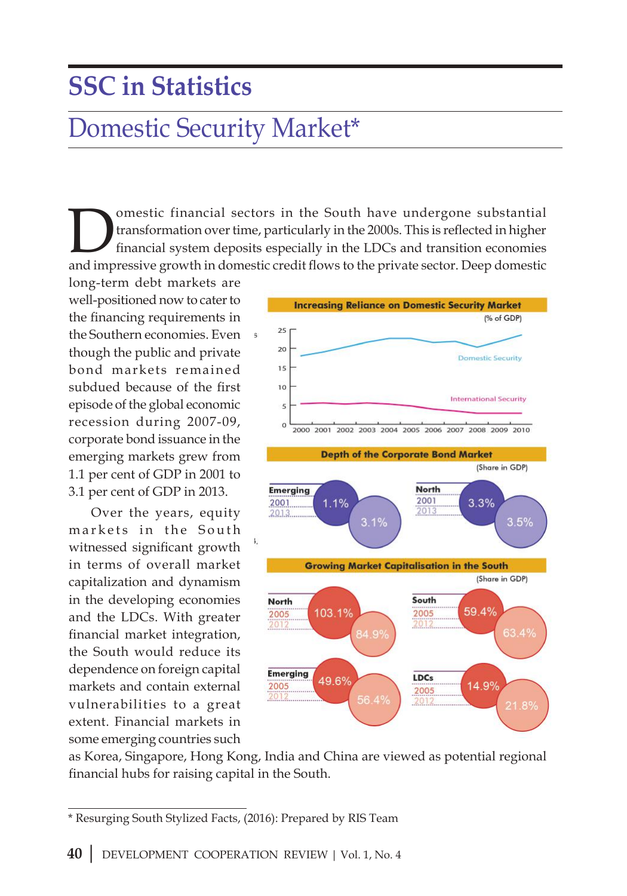# SSC in Statistics

## Domestic Security Market*

Domestic financial sectors in the South have undergone substantial transformation over time, particularly in the 2000s. This is reflected in higher financial system deposits especially in the LDCs and transition economies and impressive growth in domestic credit flows to the private sector. Deep domestic long-term debt markets are well-positioned now to cater to the financing requirements in the Southern economies. Even though the public and private bond markets remained subdued because of the first episode of the global economic recession during 2007-09, corporate bond issuance in the emerging markets grew from 1.1 per cent of GDP in 2001 to 3.1 per cent of GDP in 2013.

Over the years, equity markets in the South witnessed significant growth in terms of overall market capitalization and dynamism in the developing economies and the LDCs. With greater financial market integration, the South would reduce its dependence on foreign capital markets and contain external vulnerabilities to a great extent. Financial markets in some emerging countries such as Korea, Singapore, Hong Kong, India and China are viewed as potential regional financial hubs for raising capital in the South.

**Increasing Reliance on Domestic Security Market**

(% of GDP)

Series: Domestic Security; International Security (2000–2010)

**Depth of the Corporate Bond Market**

(Share in GDP)

| | 2001 | 2013 |
|---|---|---|
| Emerging | 1.1% | 3.1% |
| North | 3.3% | 3.5% |

**Growing Market Capitalisation in the South**

(Share in GDP)

| | 2005 | 2012 |
|---|---|---|
| North | 103.1% | 84.9% |
| South | 59.4% | 63.4% |
| Emerging | 49.6% | 56.4% |
| LDCs | 14.9% | 21.8% |

* Resurging South Stylized Facts, (2016): Prepared by RIS Team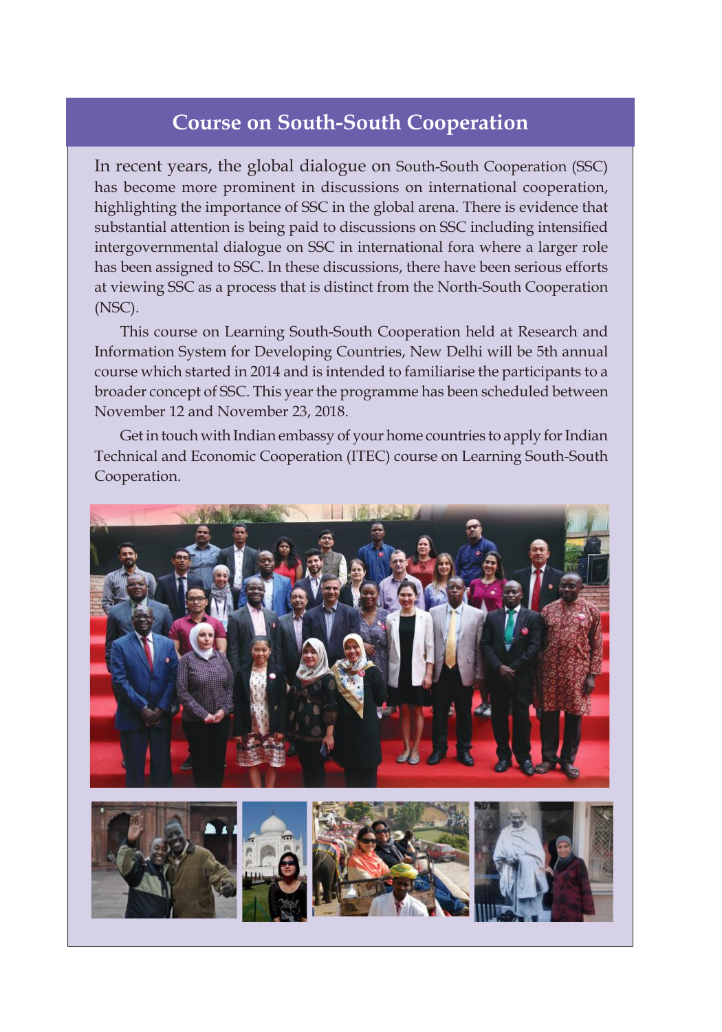# Course on South-South Cooperation

In recent years, the global dialogue on South-South Cooperation (SSC) has become more prominent in discussions on international cooperation, highlighting the importance of SSC in the global arena. There is evidence that substantial attention is being paid to discussions on SSC including intensified intergovernmental dialogue on SSC in international fora where a larger role has been assigned to SSC. In these discussions, there have been serious efforts at viewing SSC as a process that is distinct from the North-South Cooperation (NSC).

This course on Learning South-South Cooperation held at Research and Information System for Developing Countries, New Delhi will be 5th annual course which started in 2014 and is intended to familiarise the participants to a broader concept of SSC. This year the programme has been scheduled between November 12 and November 23, 2018.

Get in touch with Indian embassy of your home countries to apply for Indian Technical and Economic Cooperation (ITEC) course on Learning South-South Cooperation.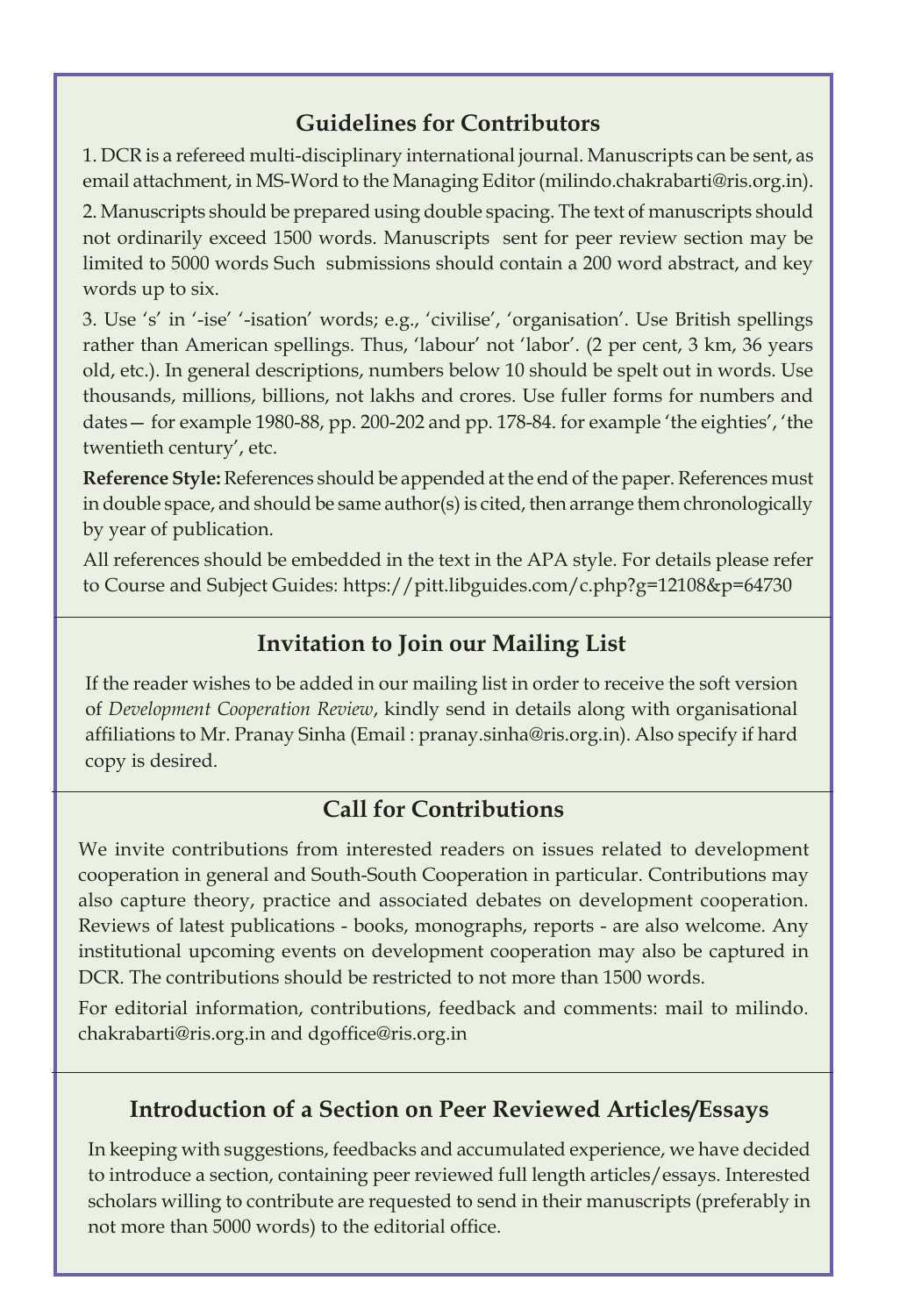## Guidelines for Contributors

1. DCR is a refereed multi-disciplinary international journal. Manuscripts can be sent, as email attachment, in MS-Word to the Managing Editor (milindo.chakrabarti@ris.org.in).

2. Manuscripts should be prepared using double spacing. The text of manuscripts should not ordinarily exceed 1500 words. Manuscripts sent for peer review section may be limited to 5000 words Such submissions should contain a 200 word abstract, and key words up to six.

3. Use 's' in '-ise' '-isation' words; e.g., 'civilise', 'organisation'. Use British spellings rather than American spellings. Thus, 'labour' not 'labor'. (2 per cent, 3 km, 36 years old, etc.). In general descriptions, numbers below 10 should be spelt out in words. Use thousands, millions, billions, not lakhs and crores. Use fuller forms for numbers and dates— for example 1980-88, pp. 200-202 and pp. 178-84. for example 'the eighties', 'the twentieth century', etc.

**Reference Style:** References should be appended at the end of the paper. References must in double space, and should be same author(s) is cited, then arrange them chronologically by year of publication.

All references should be embedded in the text in the APA style. For details please refer to Course and Subject Guides: https://pitt.libguides.com/c.php?g=12108&p=64730

## Invitation to Join our Mailing List

If the reader wishes to be added in our mailing list in order to receive the soft version of *Development Cooperation Review*, kindly send in details along with organisational affiliations to Mr. Pranay Sinha (Email : pranay.sinha@ris.org.in). Also specify if hard copy is desired.

## Call for Contributions

We invite contributions from interested readers on issues related to development cooperation in general and South-South Cooperation in particular. Contributions may also capture theory, practice and associated debates on development cooperation. Reviews of latest publications - books, monographs, reports - are also welcome. Any institutional upcoming events on development cooperation may also be captured in DCR. The contributions should be restricted to not more than 1500 words.

For editorial information, contributions, feedback and comments: mail to milindo.chakrabarti@ris.org.in and dgoffice@ris.org.in

## Introduction of a Section on Peer Reviewed Articles/Essays

In keeping with suggestions, feedbacks and accumulated experience, we have decided to introduce a section, containing peer reviewed full length articles/essays. Interested scholars willing to contribute are requested to send in their manuscripts (preferably in not more than 5000 words) to the editorial office.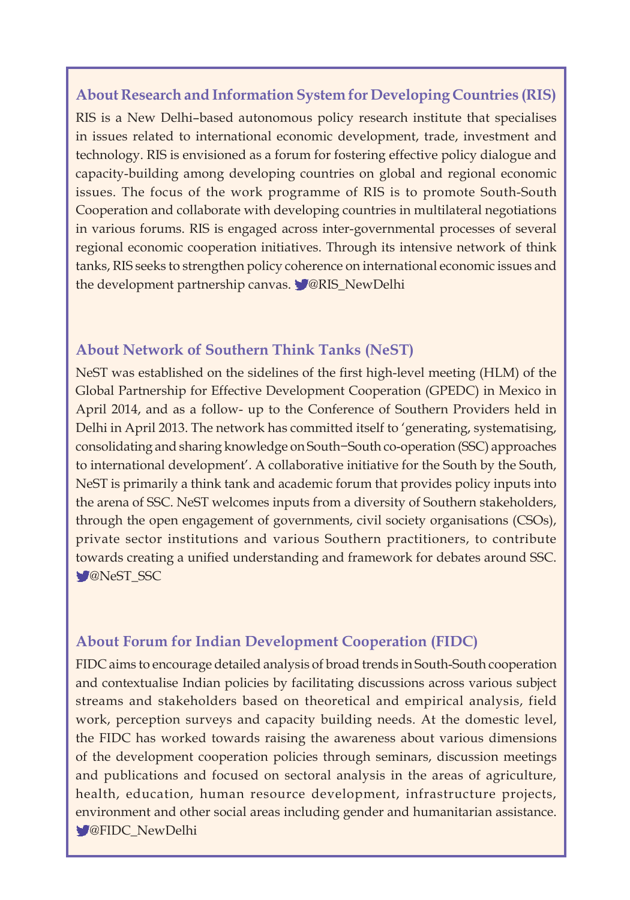## About Research and Information System for Developing Countries (RIS)

RIS is a New Delhi–based autonomous policy research institute that specialises in issues related to international economic development, trade, investment and technology. RIS is envisioned as a forum for fostering effective policy dialogue and capacity-building among developing countries on global and regional economic issues. The focus of the work programme of RIS is to promote South-South Cooperation and collaborate with developing countries in multilateral negotiations in various forums. RIS is engaged across inter-governmental processes of several regional economic cooperation initiatives. Through its intensive network of think tanks, RIS seeks to strengthen policy coherence on international economic issues and the development partnership canvas. @RIS_NewDelhi

## About Network of Southern Think Tanks (NeST)

NeST was established on the sidelines of the first high-level meeting (HLM) of the Global Partnership for Effective Development Cooperation (GPEDC) in Mexico in April 2014, and as a follow- up to the Conference of Southern Providers held in Delhi in April 2013. The network has committed itself to 'generating, systematising, consolidating and sharing knowledge on South−South co-operation (SSC) approaches to international development'. A collaborative initiative for the South by the South, NeST is primarily a think tank and academic forum that provides policy inputs into the arena of SSC. NeST welcomes inputs from a diversity of Southern stakeholders, through the open engagement of governments, civil society organisations (CSOs), private sector institutions and various Southern practitioners, to contribute towards creating a unified understanding and framework for debates around SSC. @NeST_SSC

## About Forum for Indian Development Cooperation (FIDC)

FIDC aims to encourage detailed analysis of broad trends in South-South cooperation and contextualise Indian policies by facilitating discussions across various subject streams and stakeholders based on theoretical and empirical analysis, field work, perception surveys and capacity building needs. At the domestic level, the FIDC has worked towards raising the awareness about various dimensions of the development cooperation policies through seminars, discussion meetings and publications and focused on sectoral analysis in the areas of agriculture, health, education, human resource development, infrastructure projects, environment and other social areas including gender and humanitarian assistance. @FIDC_NewDelhi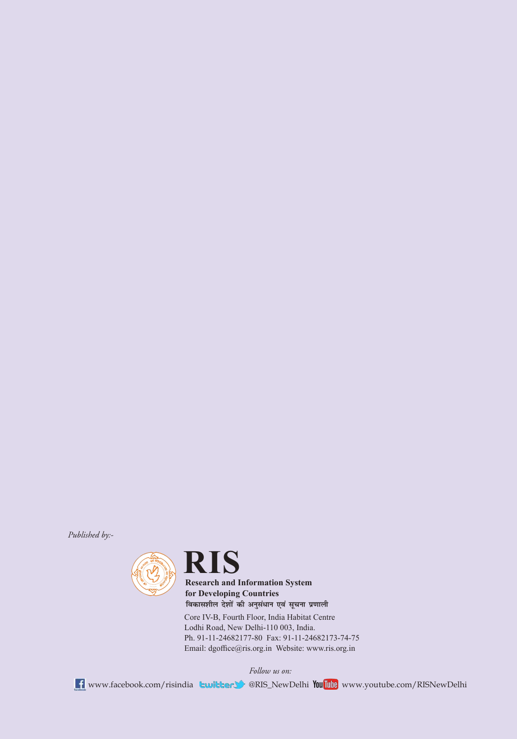*Published by:-*

# RIS

**Research and Information System for Developing Countries**

**विकासशील देशों की अनुसंधान एवं सूचना प्रणाली**

Core IV-B, Fourth Floor, India Habitat Centre
Lodhi Road, New Delhi-110 003, India.
Ph. 91-11-24682177-80 Fax: 91-11-24682173-74-75
Email: dgoffice@ris.org.in Website: www.ris.org.in

*Follow us on:*

www.facebook.com/risindia @RIS_NewDelhi www.youtube.com/RISNewDelhi